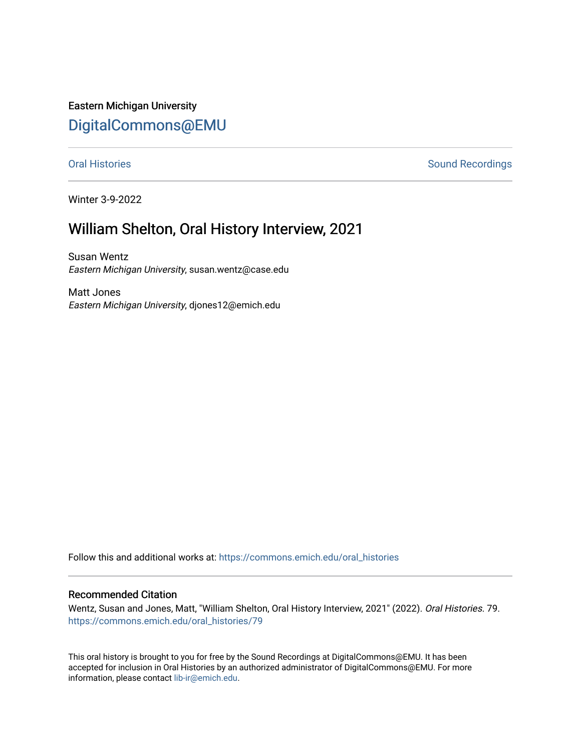Eastern Michigan University

# DigitalCommons@EMU

Oral Histories | Sound Recordings

Winter 3-9-2022

## William Shelton, Oral History Interview, 2021

Susan Wentz
*Eastern Michigan University*, susan.wentz@case.edu

Matt Jones
*Eastern Michigan University*, djones12@emich.edu

Follow this and additional works at: https://commons.emich.edu/oral_histories

### Recommended Citation

Wentz, Susan and Jones, Matt, "William Shelton, Oral History Interview, 2021" (2022). *Oral Histories*. 79.
https://commons.emich.edu/oral_histories/79

This oral history is brought to you for free by the Sound Recordings at DigitalCommons@EMU. It has been accepted for inclusion in Oral Histories by an authorized administrator of DigitalCommons@EMU. For more information, please contact lib-ir@emich.edu.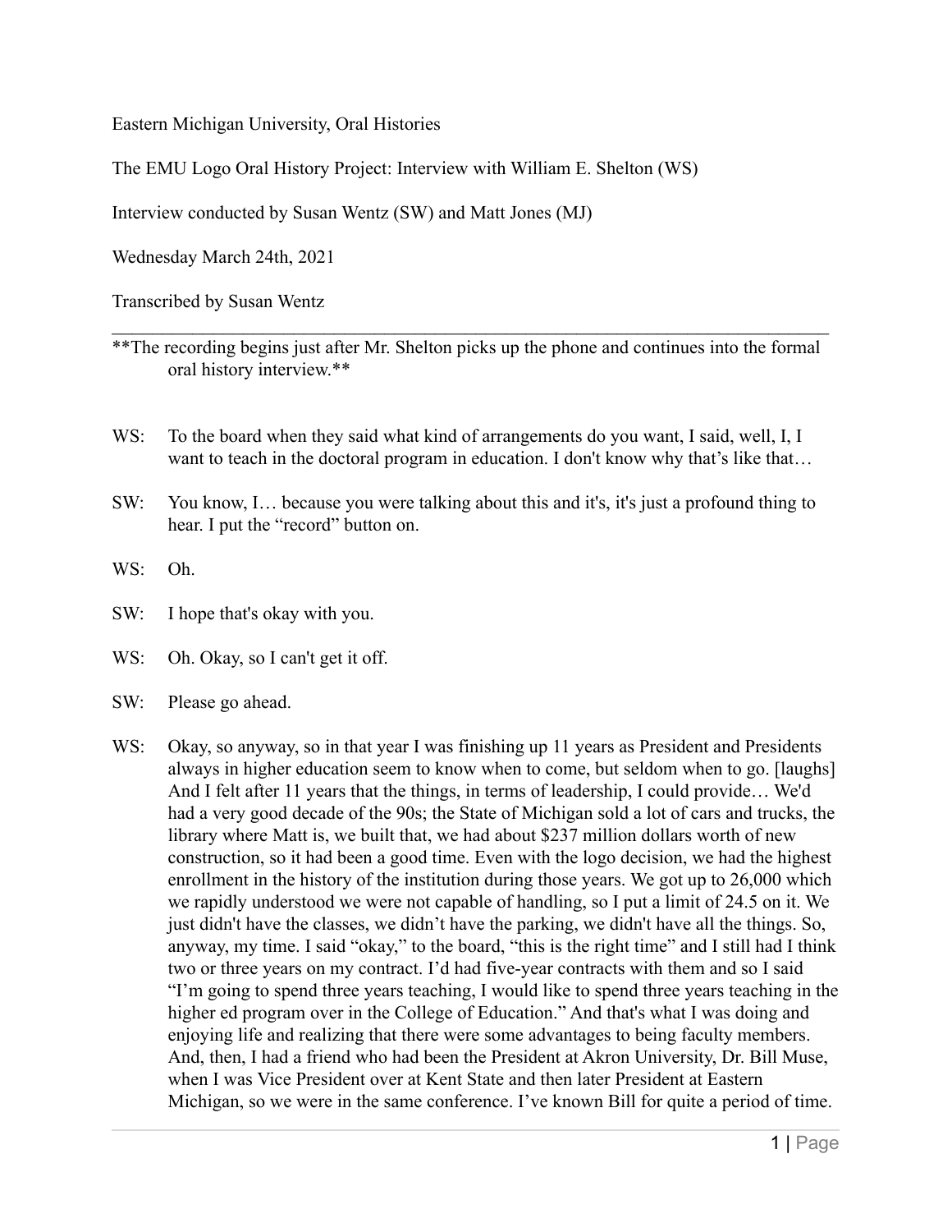Eastern Michigan University, Oral Histories

The EMU Logo Oral History Project: Interview with William E. Shelton (WS)

Interview conducted by Susan Wentz (SW) and Matt Jones (MJ)

Wednesday March 24th, 2021

Transcribed by Susan Wentz

---

**The recording begins just after Mr. Shelton picks up the phone and continues into the formal oral history interview.**

WS: To the board when they said what kind of arrangements do you want, I said, well, I, I want to teach in the doctoral program in education. I don't know why that's like that…

SW: You know, I… because you were talking about this and it's, it's just a profound thing to hear. I put the "record" button on.

WS: Oh.

SW: I hope that's okay with you.

WS: Oh. Okay, so I can't get it off.

SW: Please go ahead.

WS: Okay, so anyway, so in that year I was finishing up 11 years as President and Presidents always in higher education seem to know when to come, but seldom when to go. [laughs] And I felt after 11 years that the things, in terms of leadership, I could provide… We'd had a very good decade of the 90s; the State of Michigan sold a lot of cars and trucks, the library where Matt is, we built that, we had about $237 million dollars worth of new construction, so it had been a good time. Even with the logo decision, we had the highest enrollment in the history of the institution during those years. We got up to 26,000 which we rapidly understood we were not capable of handling, so I put a limit of 24.5 on it. We just didn't have the classes, we didn't have the parking, we didn't have all the things. So, anyway, my time. I said "okay," to the board, "this is the right time" and I still had I think two or three years on my contract. I'd had five-year contracts with them and so I said "I'm going to spend three years teaching, I would like to spend three years teaching in the higher ed program over in the College of Education." And that's what I was doing and enjoying life and realizing that there were some advantages to being faculty members. And, then, I had a friend who had been the President at Akron University, Dr. Bill Muse, when I was Vice President over at Kent State and then later President at Eastern Michigan, so we were in the same conference. I've known Bill for quite a period of time.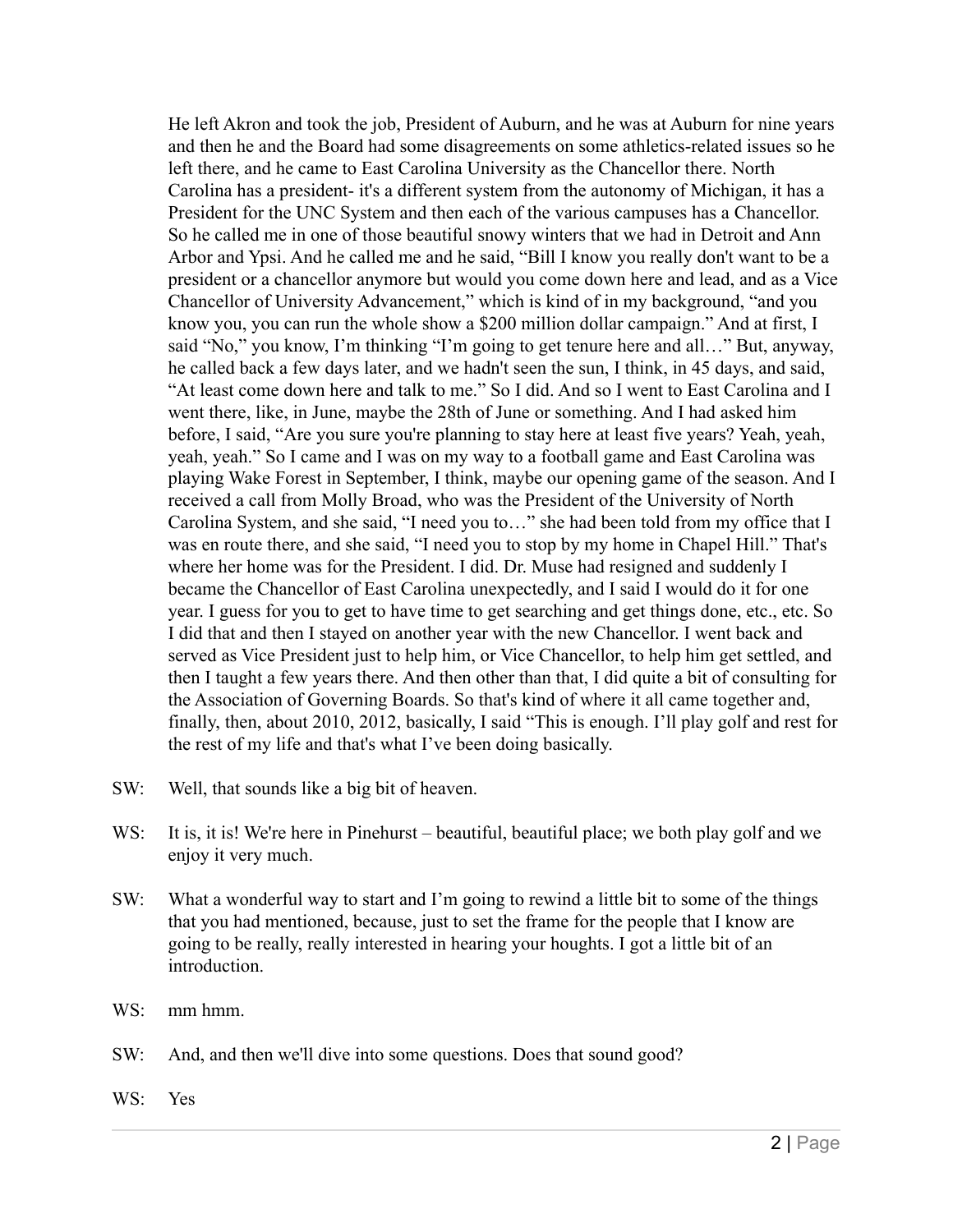He left Akron and took the job, President of Auburn, and he was at Auburn for nine years and then he and the Board had some disagreements on some athletics-related issues so he left there, and he came to East Carolina University as the Chancellor there. North Carolina has a president- it's a different system from the autonomy of Michigan, it has a President for the UNC System and then each of the various campuses has a Chancellor. So he called me in one of those beautiful snowy winters that we had in Detroit and Ann Arbor and Ypsi. And he called me and he said, "Bill I know you really don't want to be a president or a chancellor anymore but would you come down here and lead, and as a Vice Chancellor of University Advancement," which is kind of in my background, "and you know you, you can run the whole show a $200 million dollar campaign." And at first, I said "No," you know, I'm thinking "I'm going to get tenure here and all…" But, anyway, he called back a few days later, and we hadn't seen the sun, I think, in 45 days, and said, "At least come down here and talk to me." So I did. And so I went to East Carolina and I went there, like, in June, maybe the 28th of June or something. And I had asked him before, I said, "Are you sure you're planning to stay here at least five years? Yeah, yeah, yeah, yeah." So I came and I was on my way to a football game and East Carolina was playing Wake Forest in September, I think, maybe our opening game of the season. And I received a call from Molly Broad, who was the President of the University of North Carolina System, and she said, "I need you to…" she had been told from my office that I was en route there, and she said, "I need you to stop by my home in Chapel Hill." That's where her home was for the President. I did. Dr. Muse had resigned and suddenly I became the Chancellor of East Carolina unexpectedly, and I said I would do it for one year. I guess for you to get to have time to get searching and get things done, etc., etc. So I did that and then I stayed on another year with the new Chancellor. I went back and served as Vice President just to help him, or Vice Chancellor, to help him get settled, and then I taught a few years there. And then other than that, I did quite a bit of consulting for the Association of Governing Boards. So that's kind of where it all came together and, finally, then, about 2010, 2012, basically, I said "This is enough. I'll play golf and rest for the rest of my life and that's what I've been doing basically.

SW: Well, that sounds like a big bit of heaven.

WS: It is, it is! We're here in Pinehurst – beautiful, beautiful place; we both play golf and we enjoy it very much.

SW: What a wonderful way to start and I'm going to rewind a little bit to some of the things that you had mentioned, because, just to set the frame for the people that I know are going to be really, really interested in hearing your houghts. I got a little bit of an introduction.

WS: mm hmm.

SW: And, and then we'll dive into some questions. Does that sound good?

WS: Yes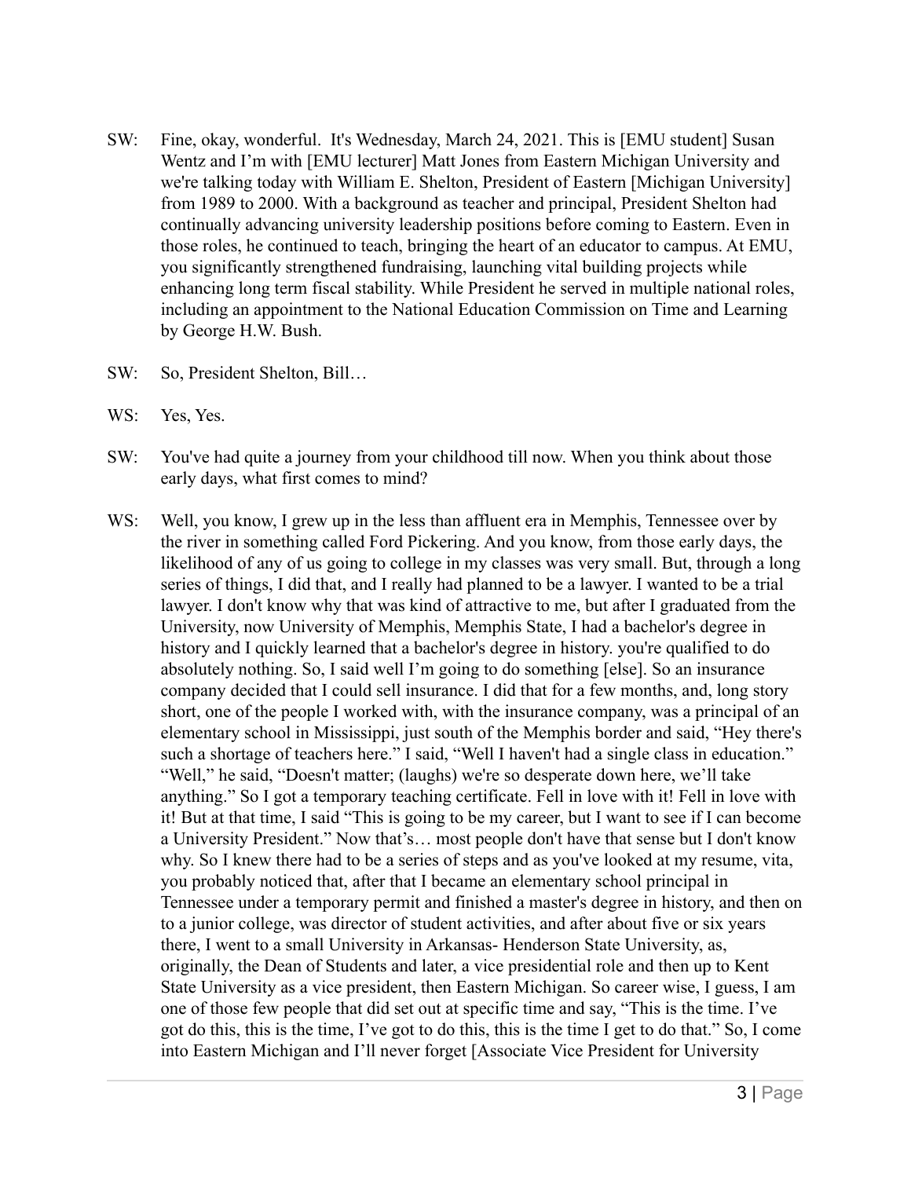SW: Fine, okay, wonderful. It's Wednesday, March 24, 2021. This is [EMU student] Susan Wentz and I'm with [EMU lecturer] Matt Jones from Eastern Michigan University and we're talking today with William E. Shelton, President of Eastern [Michigan University] from 1989 to 2000. With a background as teacher and principal, President Shelton had continually advancing university leadership positions before coming to Eastern. Even in those roles, he continued to teach, bringing the heart of an educator to campus. At EMU, you significantly strengthened fundraising, launching vital building projects while enhancing long term fiscal stability. While President he served in multiple national roles, including an appointment to the National Education Commission on Time and Learning by George H.W. Bush.

SW: So, President Shelton, Bill…

WS: Yes, Yes.

SW: You've had quite a journey from your childhood till now. When you think about those early days, what first comes to mind?

WS: Well, you know, I grew up in the less than affluent era in Memphis, Tennessee over by the river in something called Ford Pickering. And you know, from those early days, the likelihood of any of us going to college in my classes was very small. But, through a long series of things, I did that, and I really had planned to be a lawyer. I wanted to be a trial lawyer. I don't know why that was kind of attractive to me, but after I graduated from the University, now University of Memphis, Memphis State, I had a bachelor's degree in history and I quickly learned that a bachelor's degree in history. you're qualified to do absolutely nothing. So, I said well I'm going to do something [else]. So an insurance company decided that I could sell insurance. I did that for a few months, and, long story short, one of the people I worked with, with the insurance company, was a principal of an elementary school in Mississippi, just south of the Memphis border and said, "Hey there's such a shortage of teachers here." I said, "Well I haven't had a single class in education." "Well," he said, "Doesn't matter; (laughs) we're so desperate down here, we'll take anything." So I got a temporary teaching certificate. Fell in love with it! Fell in love with it! But at that time, I said "This is going to be my career, but I want to see if I can become a University President." Now that's… most people don't have that sense but I don't know why. So I knew there had to be a series of steps and as you've looked at my resume, vita, you probably noticed that, after that I became an elementary school principal in Tennessee under a temporary permit and finished a master's degree in history, and then on to a junior college, was director of student activities, and after about five or six years there, I went to a small University in Arkansas- Henderson State University, as, originally, the Dean of Students and later, a vice presidential role and then up to Kent State University as a vice president, then Eastern Michigan. So career wise, I guess, I am one of those few people that did set out at specific time and say, "This is the time. I've got do this, this is the time, I've got to do this, this is the time I get to do that." So, I come into Eastern Michigan and I'll never forget [Associate Vice President for University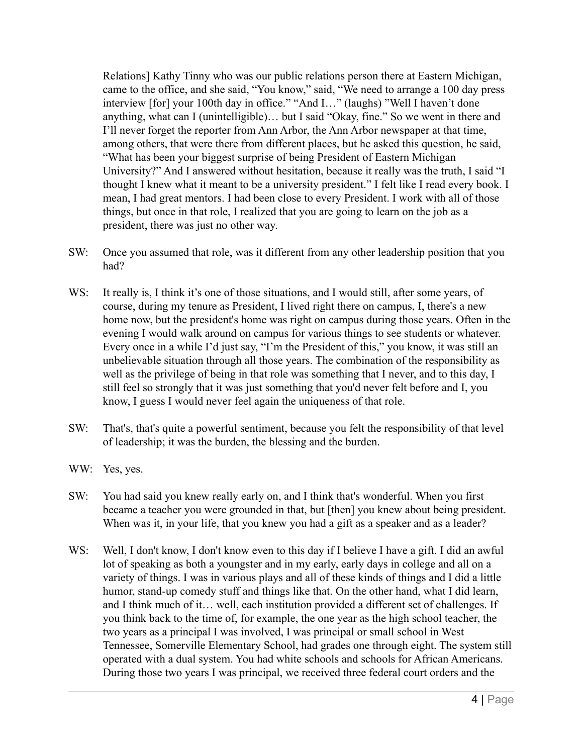Relations] Kathy Tinny who was our public relations person there at Eastern Michigan, came to the office, and she said, "You know," said, "We need to arrange a 100 day press interview [for] your 100th day in office." "And I…" (laughs) "Well I haven't done anything, what can I (unintelligible)… but I said "Okay, fine." So we went in there and I'll never forget the reporter from Ann Arbor, the Ann Arbor newspaper at that time, among others, that were there from different places, but he asked this question, he said, "What has been your biggest surprise of being President of Eastern Michigan University?" And I answered without hesitation, because it really was the truth, I said "I thought I knew what it meant to be a university president." I felt like I read every book. I mean, I had great mentors. I had been close to every President. I work with all of those things, but once in that role, I realized that you are going to learn on the job as a president, there was just no other way.

SW: Once you assumed that role, was it different from any other leadership position that you had?

WS: It really is, I think it's one of those situations, and I would still, after some years, of course, during my tenure as President, I lived right there on campus, I, there's a new home now, but the president's home was right on campus during those years. Often in the evening I would walk around on campus for various things to see students or whatever. Every once in a while I'd just say, "I'm the President of this," you know, it was still an unbelievable situation through all those years. The combination of the responsibility as well as the privilege of being in that role was something that I never, and to this day, I still feel so strongly that it was just something that you'd never felt before and I, you know, I guess I would never feel again the uniqueness of that role.

SW: That's, that's quite a powerful sentiment, because you felt the responsibility of that level of leadership; it was the burden, the blessing and the burden.

WW: Yes, yes.

SW: You had said you knew really early on, and I think that's wonderful. When you first became a teacher you were grounded in that, but [then] you knew about being president. When was it, in your life, that you knew you had a gift as a speaker and as a leader?

WS: Well, I don't know, I don't know even to this day if I believe I have a gift. I did an awful lot of speaking as both a youngster and in my early, early days in college and all on a variety of things. I was in various plays and all of these kinds of things and I did a little humor, stand-up comedy stuff and things like that. On the other hand, what I did learn, and I think much of it… well, each institution provided a different set of challenges. If you think back to the time of, for example, the one year as the high school teacher, the two years as a principal I was involved, I was principal or small school in West Tennessee, Somerville Elementary School, had grades one through eight. The system still operated with a dual system. You had white schools and schools for African Americans. During those two years I was principal, we received three federal court orders and the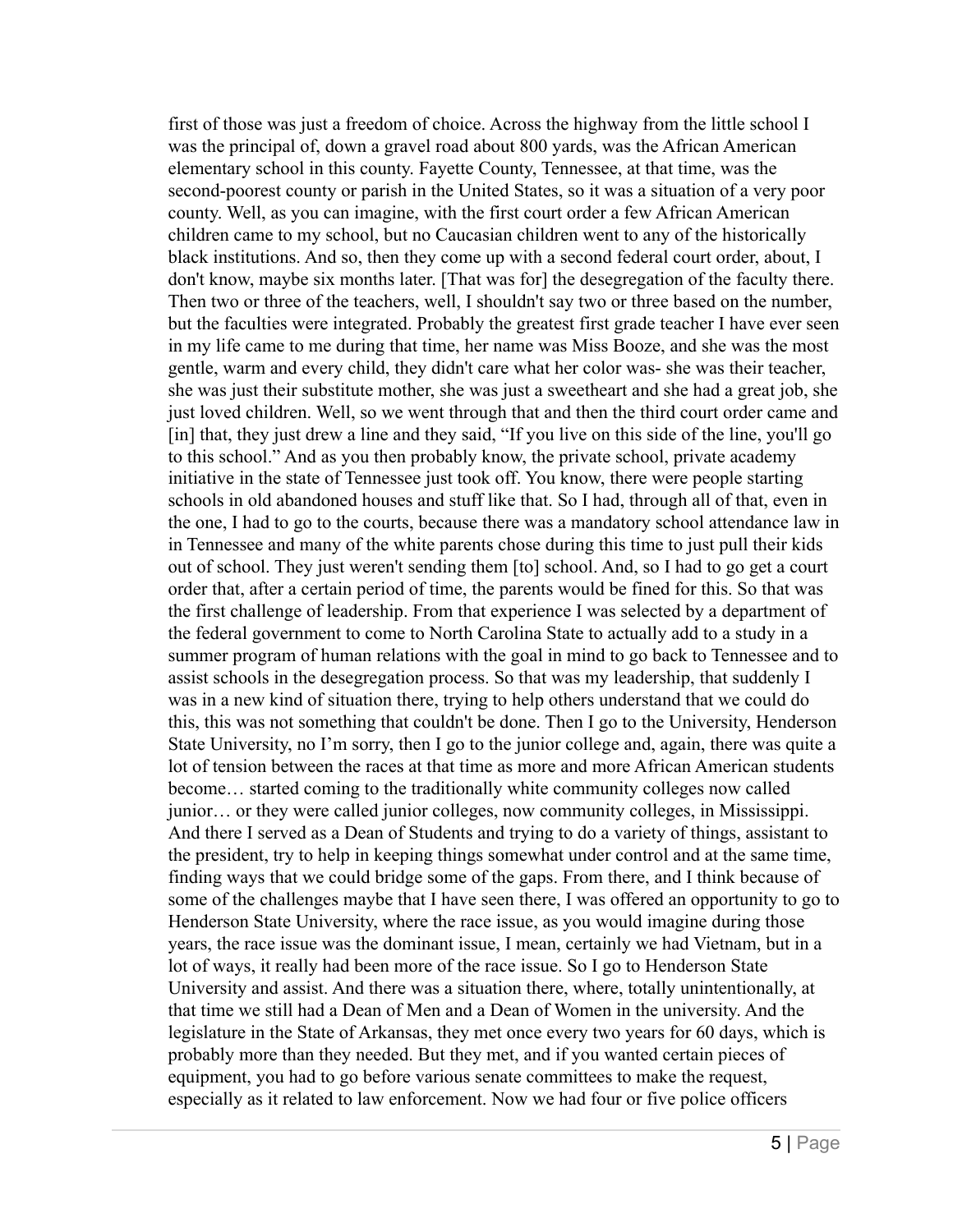first of those was just a freedom of choice. Across the highway from the little school I was the principal of, down a gravel road about 800 yards, was the African American elementary school in this county. Fayette County, Tennessee, at that time, was the second-poorest county or parish in the United States, so it was a situation of a very poor county. Well, as you can imagine, with the first court order a few African American children came to my school, but no Caucasian children went to any of the historically black institutions. And so, then they come up with a second federal court order, about, I don't know, maybe six months later. [That was for] the desegregation of the faculty there. Then two or three of the teachers, well, I shouldn't say two or three based on the number, but the faculties were integrated. Probably the greatest first grade teacher I have ever seen in my life came to me during that time, her name was Miss Booze, and she was the most gentle, warm and every child, they didn't care what her color was- she was their teacher, she was just their substitute mother, she was just a sweetheart and she had a great job, she just loved children. Well, so we went through that and then the third court order came and [in] that, they just drew a line and they said, "If you live on this side of the line, you'll go to this school." And as you then probably know, the private school, private academy initiative in the state of Tennessee just took off. You know, there were people starting schools in old abandoned houses and stuff like that. So I had, through all of that, even in the one, I had to go to the courts, because there was a mandatory school attendance law in in Tennessee and many of the white parents chose during this time to just pull their kids out of school. They just weren't sending them [to] school. And, so I had to go get a court order that, after a certain period of time, the parents would be fined for this. So that was the first challenge of leadership. From that experience I was selected by a department of the federal government to come to North Carolina State to actually add to a study in a summer program of human relations with the goal in mind to go back to Tennessee and to assist schools in the desegregation process. So that was my leadership, that suddenly I was in a new kind of situation there, trying to help others understand that we could do this, this was not something that couldn't be done. Then I go to the University, Henderson State University, no I'm sorry, then I go to the junior college and, again, there was quite a lot of tension between the races at that time as more and more African American students become… started coming to the traditionally white community colleges now called junior… or they were called junior colleges, now community colleges, in Mississippi. And there I served as a Dean of Students and trying to do a variety of things, assistant to the president, try to help in keeping things somewhat under control and at the same time, finding ways that we could bridge some of the gaps. From there, and I think because of some of the challenges maybe that I have seen there, I was offered an opportunity to go to Henderson State University, where the race issue, as you would imagine during those years, the race issue was the dominant issue, I mean, certainly we had Vietnam, but in a lot of ways, it really had been more of the race issue. So I go to Henderson State University and assist. And there was a situation there, where, totally unintentionally, at that time we still had a Dean of Men and a Dean of Women in the university. And the legislature in the State of Arkansas, they met once every two years for 60 days, which is probably more than they needed. But they met, and if you wanted certain pieces of equipment, you had to go before various senate committees to make the request, especially as it related to law enforcement. Now we had four or five police officers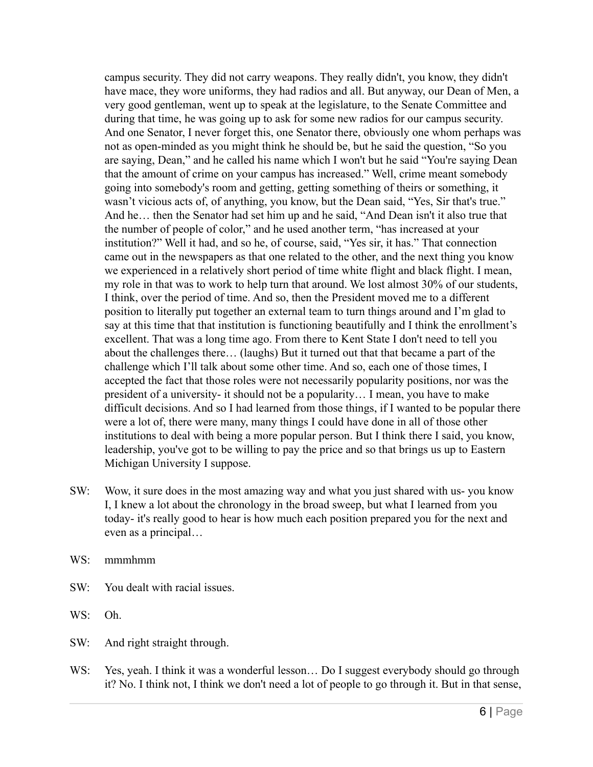campus security. They did not carry weapons. They really didn't, you know, they didn't have mace, they wore uniforms, they had radios and all. But anyway, our Dean of Men, a very good gentleman, went up to speak at the legislature, to the Senate Committee and during that time, he was going up to ask for some new radios for our campus security. And one Senator, I never forget this, one Senator there, obviously one whom perhaps was not as open-minded as you might think he should be, but he said the question, "So you are saying, Dean," and he called his name which I won't but he said "You're saying Dean that the amount of crime on your campus has increased." Well, crime meant somebody going into somebody's room and getting, getting something of theirs or something, it wasn't vicious acts of, of anything, you know, but the Dean said, "Yes, Sir that's true." And he… then the Senator had set him up and he said, "And Dean isn't it also true that the number of people of color," and he used another term, "has increased at your institution?" Well it had, and so he, of course, said, "Yes sir, it has." That connection came out in the newspapers as that one related to the other, and the next thing you know we experienced in a relatively short period of time white flight and black flight. I mean, my role in that was to work to help turn that around. We lost almost 30% of our students, I think, over the period of time. And so, then the President moved me to a different position to literally put together an external team to turn things around and I'm glad to say at this time that that institution is functioning beautifully and I think the enrollment's excellent. That was a long time ago. From there to Kent State I don't need to tell you about the challenges there… (laughs) But it turned out that that became a part of the challenge which I'll talk about some other time. And so, each one of those times, I accepted the fact that those roles were not necessarily popularity positions, nor was the president of a university- it should not be a popularity… I mean, you have to make difficult decisions. And so I had learned from those things, if I wanted to be popular there were a lot of, there were many, many things I could have done in all of those other institutions to deal with being a more popular person. But I think there I said, you know, leadership, you've got to be willing to pay the price and so that brings us up to Eastern Michigan University I suppose.

SW: Wow, it sure does in the most amazing way and what you just shared with us- you know I, I knew a lot about the chronology in the broad sweep, but what I learned from you today- it's really good to hear is how much each position prepared you for the next and even as a principal…

WS: mmmhmm

SW: You dealt with racial issues.

WS: Oh.

SW: And right straight through.

WS: Yes, yeah. I think it was a wonderful lesson… Do I suggest everybody should go through it? No. I think not, I think we don't need a lot of people to go through it. But in that sense,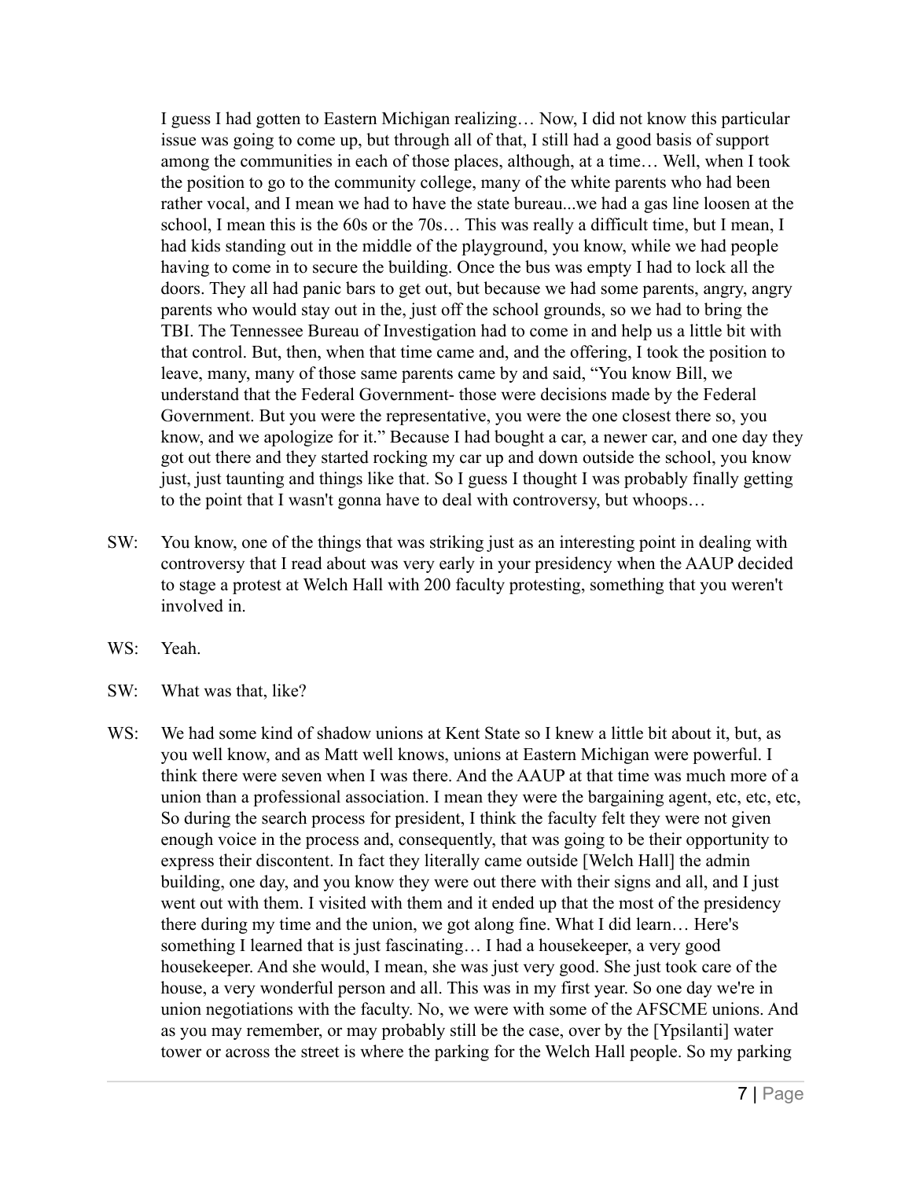I guess I had gotten to Eastern Michigan realizing… Now, I did not know this particular issue was going to come up, but through all of that, I still had a good basis of support among the communities in each of those places, although, at a time… Well, when I took the position to go to the community college, many of the white parents who had been rather vocal, and I mean we had to have the state bureau...we had a gas line loosen at the school, I mean this is the 60s or the 70s… This was really a difficult time, but I mean, I had kids standing out in the middle of the playground, you know, while we had people having to come in to secure the building. Once the bus was empty I had to lock all the doors. They all had panic bars to get out, but because we had some parents, angry, angry parents who would stay out in the, just off the school grounds, so we had to bring the TBI. The Tennessee Bureau of Investigation had to come in and help us a little bit with that control. But, then, when that time came and, and the offering, I took the position to leave, many, many of those same parents came by and said, "You know Bill, we understand that the Federal Government- those were decisions made by the Federal Government. But you were the representative, you were the one closest there so, you know, and we apologize for it." Because I had bought a car, a newer car, and one day they got out there and they started rocking my car up and down outside the school, you know just, just taunting and things like that. So I guess I thought I was probably finally getting to the point that I wasn't gonna have to deal with controversy, but whoops…

SW: You know, one of the things that was striking just as an interesting point in dealing with controversy that I read about was very early in your presidency when the AAUP decided to stage a protest at Welch Hall with 200 faculty protesting, something that you weren't involved in.

WS: Yeah.

SW: What was that, like?

WS: We had some kind of shadow unions at Kent State so I knew a little bit about it, but, as you well know, and as Matt well knows, unions at Eastern Michigan were powerful. I think there were seven when I was there. And the AAUP at that time was much more of a union than a professional association. I mean they were the bargaining agent, etc, etc, etc, So during the search process for president, I think the faculty felt they were not given enough voice in the process and, consequently, that was going to be their opportunity to express their discontent. In fact they literally came outside [Welch Hall] the admin building, one day, and you know they were out there with their signs and all, and I just went out with them. I visited with them and it ended up that the most of the presidency there during my time and the union, we got along fine. What I did learn… Here's something I learned that is just fascinating… I had a housekeeper, a very good housekeeper. And she would, I mean, she was just very good. She just took care of the house, a very wonderful person and all. This was in my first year. So one day we're in union negotiations with the faculty. No, we were with some of the AFSCME unions. And as you may remember, or may probably still be the case, over by the [Ypsilanti] water tower or across the street is where the parking for the Welch Hall people. So my parking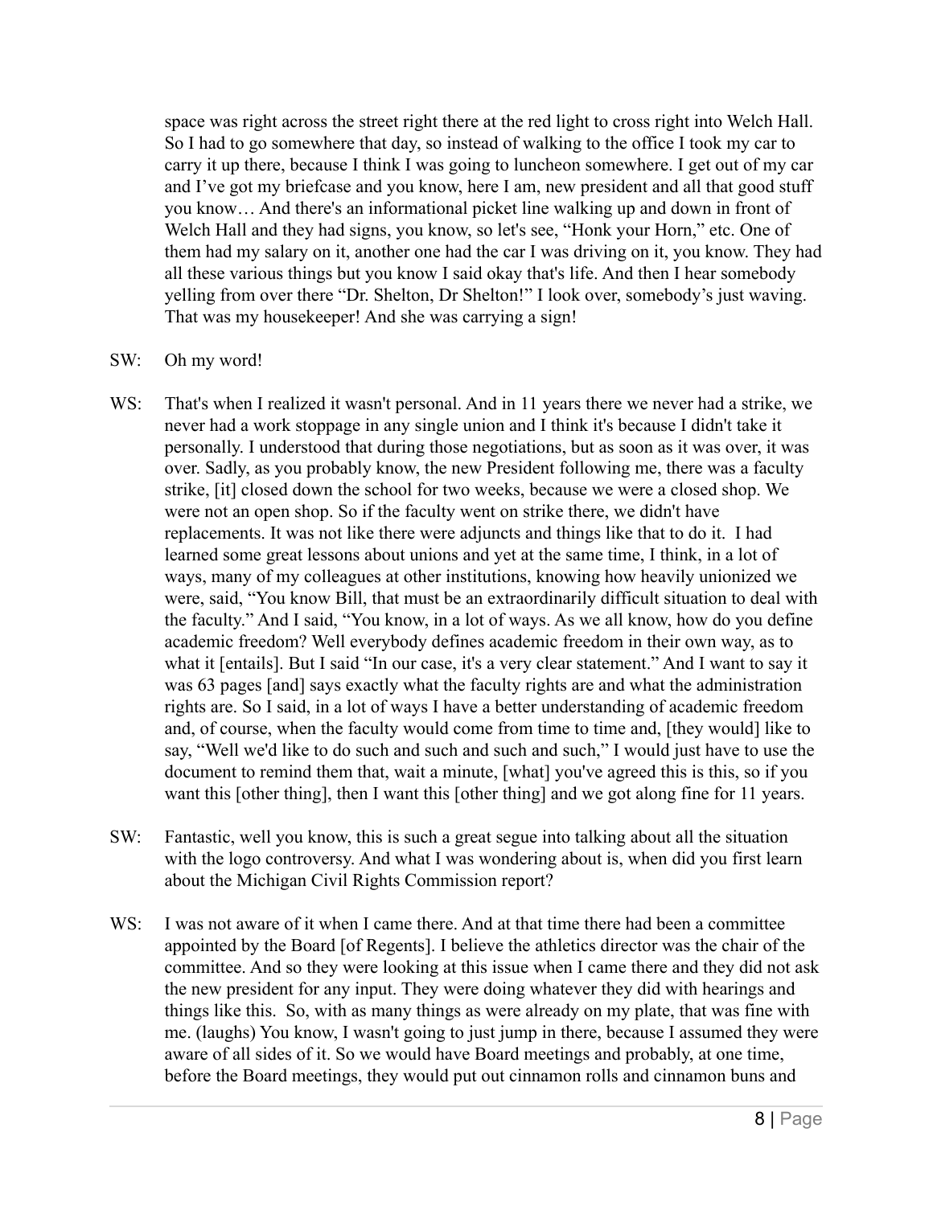space was right across the street right there at the red light to cross right into Welch Hall. So I had to go somewhere that day, so instead of walking to the office I took my car to carry it up there, because I think I was going to luncheon somewhere. I get out of my car and I've got my briefcase and you know, here I am, new president and all that good stuff you know… And there's an informational picket line walking up and down in front of Welch Hall and they had signs, you know, so let's see, "Honk your Horn," etc. One of them had my salary on it, another one had the car I was driving on it, you know. They had all these various things but you know I said okay that's life. And then I hear somebody yelling from over there "Dr. Shelton, Dr Shelton!" I look over, somebody's just waving. That was my housekeeper! And she was carrying a sign!

SW: Oh my word!

WS: That's when I realized it wasn't personal. And in 11 years there we never had a strike, we never had a work stoppage in any single union and I think it's because I didn't take it personally. I understood that during those negotiations, but as soon as it was over, it was over. Sadly, as you probably know, the new President following me, there was a faculty strike, [it] closed down the school for two weeks, because we were a closed shop. We were not an open shop. So if the faculty went on strike there, we didn't have replacements. It was not like there were adjuncts and things like that to do it. I had learned some great lessons about unions and yet at the same time, I think, in a lot of ways, many of my colleagues at other institutions, knowing how heavily unionized we were, said, "You know Bill, that must be an extraordinarily difficult situation to deal with the faculty." And I said, "You know, in a lot of ways. As we all know, how do you define academic freedom? Well everybody defines academic freedom in their own way, as to what it [entails]. But I said "In our case, it's a very clear statement." And I want to say it was 63 pages [and] says exactly what the faculty rights are and what the administration rights are. So I said, in a lot of ways I have a better understanding of academic freedom and, of course, when the faculty would come from time to time and, [they would] like to say, "Well we'd like to do such and such and such and such," I would just have to use the document to remind them that, wait a minute, [what] you've agreed this is this, so if you want this [other thing], then I want this [other thing] and we got along fine for 11 years.

SW: Fantastic, well you know, this is such a great segue into talking about all the situation with the logo controversy. And what I was wondering about is, when did you first learn about the Michigan Civil Rights Commission report?

WS: I was not aware of it when I came there. And at that time there had been a committee appointed by the Board [of Regents]. I believe the athletics director was the chair of the committee. And so they were looking at this issue when I came there and they did not ask the new president for any input. They were doing whatever they did with hearings and things like this. So, with as many things as were already on my plate, that was fine with me. (laughs) You know, I wasn't going to just jump in there, because I assumed they were aware of all sides of it. So we would have Board meetings and probably, at one time, before the Board meetings, they would put out cinnamon rolls and cinnamon buns and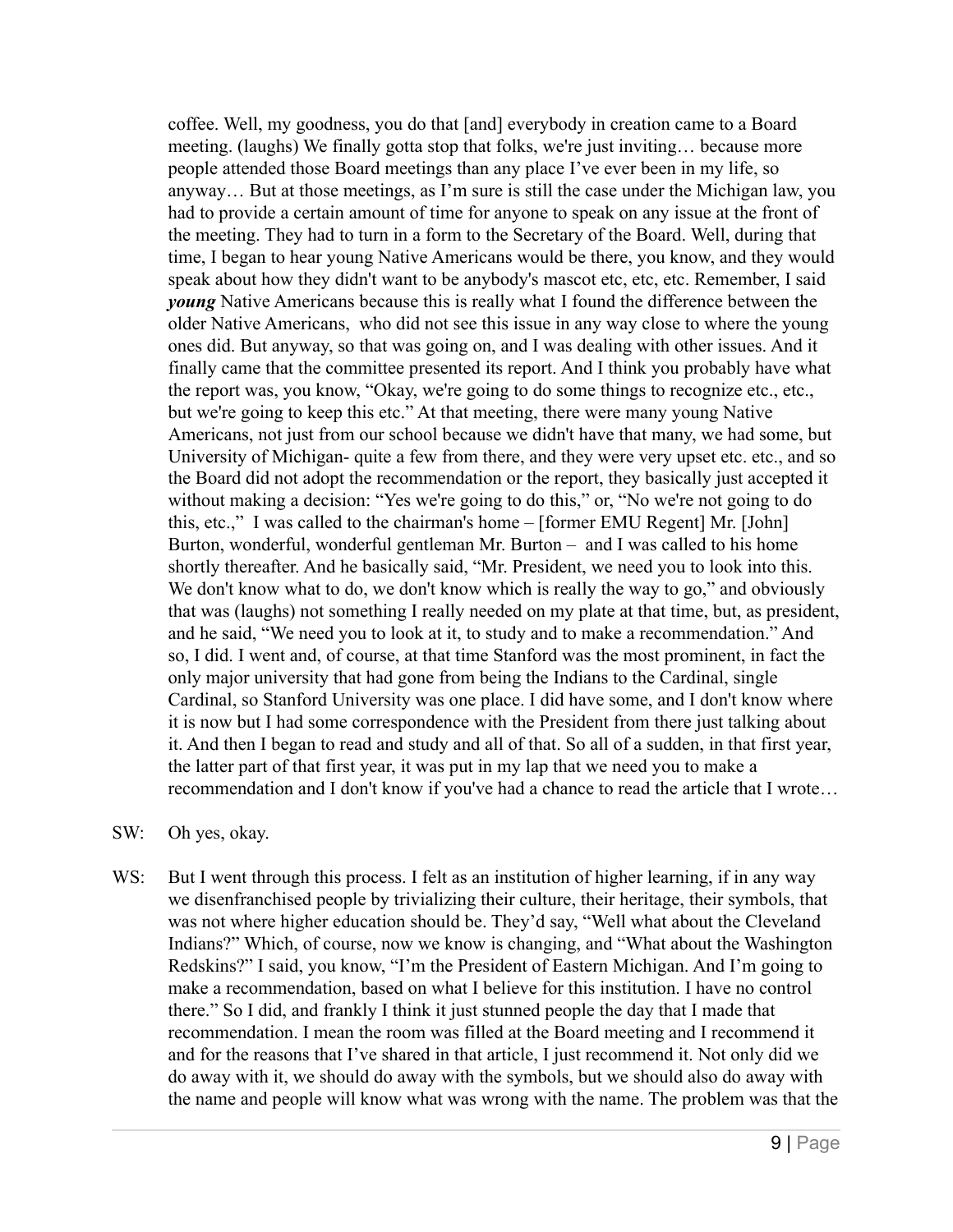coffee. Well, my goodness, you do that [and] everybody in creation came to a Board meeting. (laughs) We finally gotta stop that folks, we're just inviting… because more people attended those Board meetings than any place I've ever been in my life, so anyway… But at those meetings, as I'm sure is still the case under the Michigan law, you had to provide a certain amount of time for anyone to speak on any issue at the front of the meeting. They had to turn in a form to the Secretary of the Board. Well, during that time, I began to hear young Native Americans would be there, you know, and they would speak about how they didn't want to be anybody's mascot etc, etc, etc. Remember, I said ***young*** Native Americans because this is really what I found the difference between the older Native Americans, who did not see this issue in any way close to where the young ones did. But anyway, so that was going on, and I was dealing with other issues. And it finally came that the committee presented its report. And I think you probably have what the report was, you know, "Okay, we're going to do some things to recognize etc., etc., but we're going to keep this etc." At that meeting, there were many young Native Americans, not just from our school because we didn't have that many, we had some, but University of Michigan- quite a few from there, and they were very upset etc. etc., and so the Board did not adopt the recommendation or the report, they basically just accepted it without making a decision: "Yes we're going to do this," or, "No we're not going to do this, etc.," I was called to the chairman's home – [former EMU Regent] Mr. [John] Burton, wonderful, wonderful gentleman Mr. Burton – and I was called to his home shortly thereafter. And he basically said, "Mr. President, we need you to look into this. We don't know what to do, we don't know which is really the way to go," and obviously that was (laughs) not something I really needed on my plate at that time, but, as president, and he said, "We need you to look at it, to study and to make a recommendation." And so, I did. I went and, of course, at that time Stanford was the most prominent, in fact the only major university that had gone from being the Indians to the Cardinal, single Cardinal, so Stanford University was one place. I did have some, and I don't know where it is now but I had some correspondence with the President from there just talking about it. And then I began to read and study and all of that. So all of a sudden, in that first year, the latter part of that first year, it was put in my lap that we need you to make a recommendation and I don't know if you've had a chance to read the article that I wrote…

SW: Oh yes, okay.

WS: But I went through this process. I felt as an institution of higher learning, if in any way we disenfranchised people by trivializing their culture, their heritage, their symbols, that was not where higher education should be. They'd say, "Well what about the Cleveland Indians?" Which, of course, now we know is changing, and "What about the Washington Redskins?" I said, you know, "I'm the President of Eastern Michigan. And I'm going to make a recommendation, based on what I believe for this institution. I have no control there." So I did, and frankly I think it just stunned people the day that I made that recommendation. I mean the room was filled at the Board meeting and I recommend it and for the reasons that I've shared in that article, I just recommend it. Not only did we do away with it, we should do away with the symbols, but we should also do away with the name and people will know what was wrong with the name. The problem was that the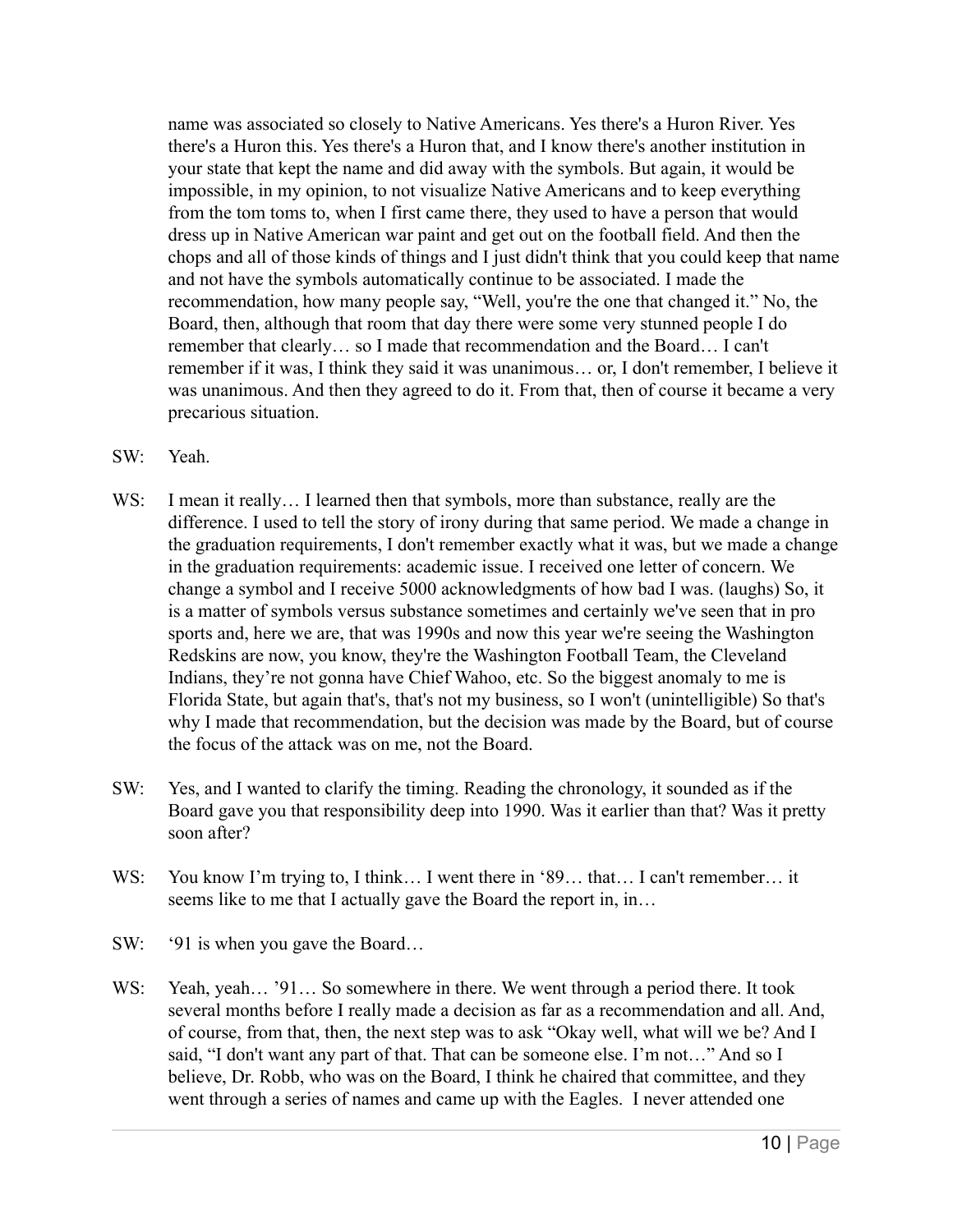name was associated so closely to Native Americans. Yes there's a Huron River. Yes there's a Huron this. Yes there's a Huron that, and I know there's another institution in your state that kept the name and did away with the symbols. But again, it would be impossible, in my opinion, to not visualize Native Americans and to keep everything from the tom toms to, when I first came there, they used to have a person that would dress up in Native American war paint and get out on the football field. And then the chops and all of those kinds of things and I just didn't think that you could keep that name and not have the symbols automatically continue to be associated. I made the recommendation, how many people say, "Well, you're the one that changed it." No, the Board, then, although that room that day there were some very stunned people I do remember that clearly… so I made that recommendation and the Board… I can't remember if it was, I think they said it was unanimous… or, I don't remember, I believe it was unanimous. And then they agreed to do it. From that, then of course it became a very precarious situation.

SW: Yeah.

WS: I mean it really… I learned then that symbols, more than substance, really are the difference. I used to tell the story of irony during that same period. We made a change in the graduation requirements, I don't remember exactly what it was, but we made a change in the graduation requirements: academic issue. I received one letter of concern. We change a symbol and I receive 5000 acknowledgments of how bad I was. (laughs) So, it is a matter of symbols versus substance sometimes and certainly we've seen that in pro sports and, here we are, that was 1990s and now this year we're seeing the Washington Redskins are now, you know, they're the Washington Football Team, the Cleveland Indians, they're not gonna have Chief Wahoo, etc. So the biggest anomaly to me is Florida State, but again that's, that's not my business, so I won't (unintelligible) So that's why I made that recommendation, but the decision was made by the Board, but of course the focus of the attack was on me, not the Board.

SW: Yes, and I wanted to clarify the timing. Reading the chronology, it sounded as if the Board gave you that responsibility deep into 1990. Was it earlier than that? Was it pretty soon after?

WS: You know I'm trying to, I think… I went there in '89… that… I can't remember… it seems like to me that I actually gave the Board the report in, in…

SW: '91 is when you gave the Board…

WS: Yeah, yeah… '91… So somewhere in there. We went through a period there. It took several months before I really made a decision as far as a recommendation and all. And, of course, from that, then, the next step was to ask "Okay well, what will we be? And I said, "I don't want any part of that. That can be someone else. I'm not…" And so I believe, Dr. Robb, who was on the Board, I think he chaired that committee, and they went through a series of names and came up with the Eagles. I never attended one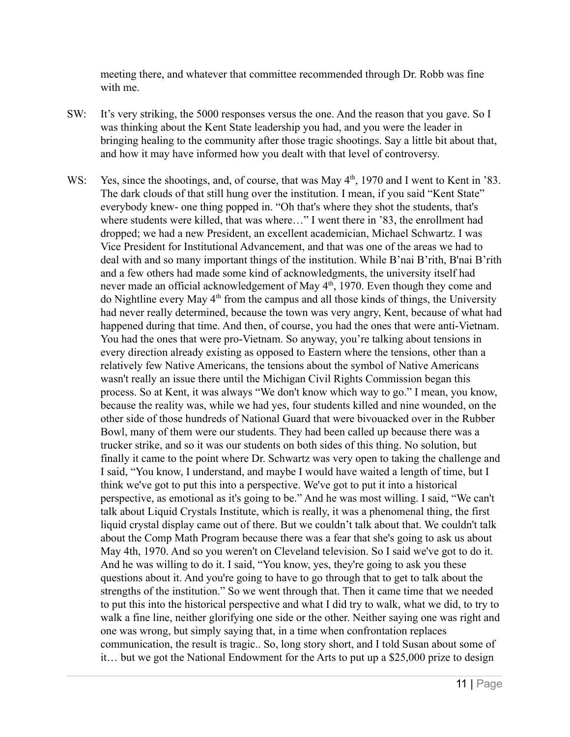meeting there, and whatever that committee recommended through Dr. Robb was fine with me.

SW: It's very striking, the 5000 responses versus the one. And the reason that you gave. So I was thinking about the Kent State leadership you had, and you were the leader in bringing healing to the community after those tragic shootings. Say a little bit about that, and how it may have informed how you dealt with that level of controversy.

WS: Yes, since the shootings, and, of course, that was May 4th, 1970 and I went to Kent in '83. The dark clouds of that still hung over the institution. I mean, if you said "Kent State" everybody knew- one thing popped in. "Oh that's where they shot the students, that's where students were killed, that was where…" I went there in '83, the enrollment had dropped; we had a new President, an excellent academician, Michael Schwartz. I was Vice President for Institutional Advancement, and that was one of the areas we had to deal with and so many important things of the institution. While B'nai B'rith, B'nai B'rith and a few others had made some kind of acknowledgments, the university itself had never made an official acknowledgement of May 4th, 1970. Even though they come and do Nightline every May 4th from the campus and all those kinds of things, the University had never really determined, because the town was very angry, Kent, because of what had happened during that time. And then, of course, you had the ones that were anti-Vietnam. You had the ones that were pro-Vietnam. So anyway, you're talking about tensions in every direction already existing as opposed to Eastern where the tensions, other than a relatively few Native Americans, the tensions about the symbol of Native Americans wasn't really an issue there until the Michigan Civil Rights Commission began this process. So at Kent, it was always "We don't know which way to go." I mean, you know, because the reality was, while we had yes, four students killed and nine wounded, on the other side of those hundreds of National Guard that were bivouacked over in the Rubber Bowl, many of them were our students. They had been called up because there was a trucker strike, and so it was our students on both sides of this thing. No solution, but finally it came to the point where Dr. Schwartz was very open to taking the challenge and I said, "You know, I understand, and maybe I would have waited a length of time, but I think we've got to put this into a perspective. We've got to put it into a historical perspective, as emotional as it's going to be." And he was most willing. I said, "We can't talk about Liquid Crystals Institute, which is really, it was a phenomenal thing, the first liquid crystal display came out of there. But we couldn't talk about that. We couldn't talk about the Comp Math Program because there was a fear that she's going to ask us about May 4th, 1970. And so you weren't on Cleveland television. So I said we've got to do it. And he was willing to do it. I said, "You know, yes, they're going to ask you these questions about it. And you're going to have to go through that to get to talk about the strengths of the institution." So we went through that. Then it came time that we needed to put this into the historical perspective and what I did try to walk, what we did, to try to walk a fine line, neither glorifying one side or the other. Neither saying one was right and one was wrong, but simply saying that, in a time when confrontation replaces communication, the result is tragic.. So, long story short, and I told Susan about some of it… but we got the National Endowment for the Arts to put up a $25,000 prize to design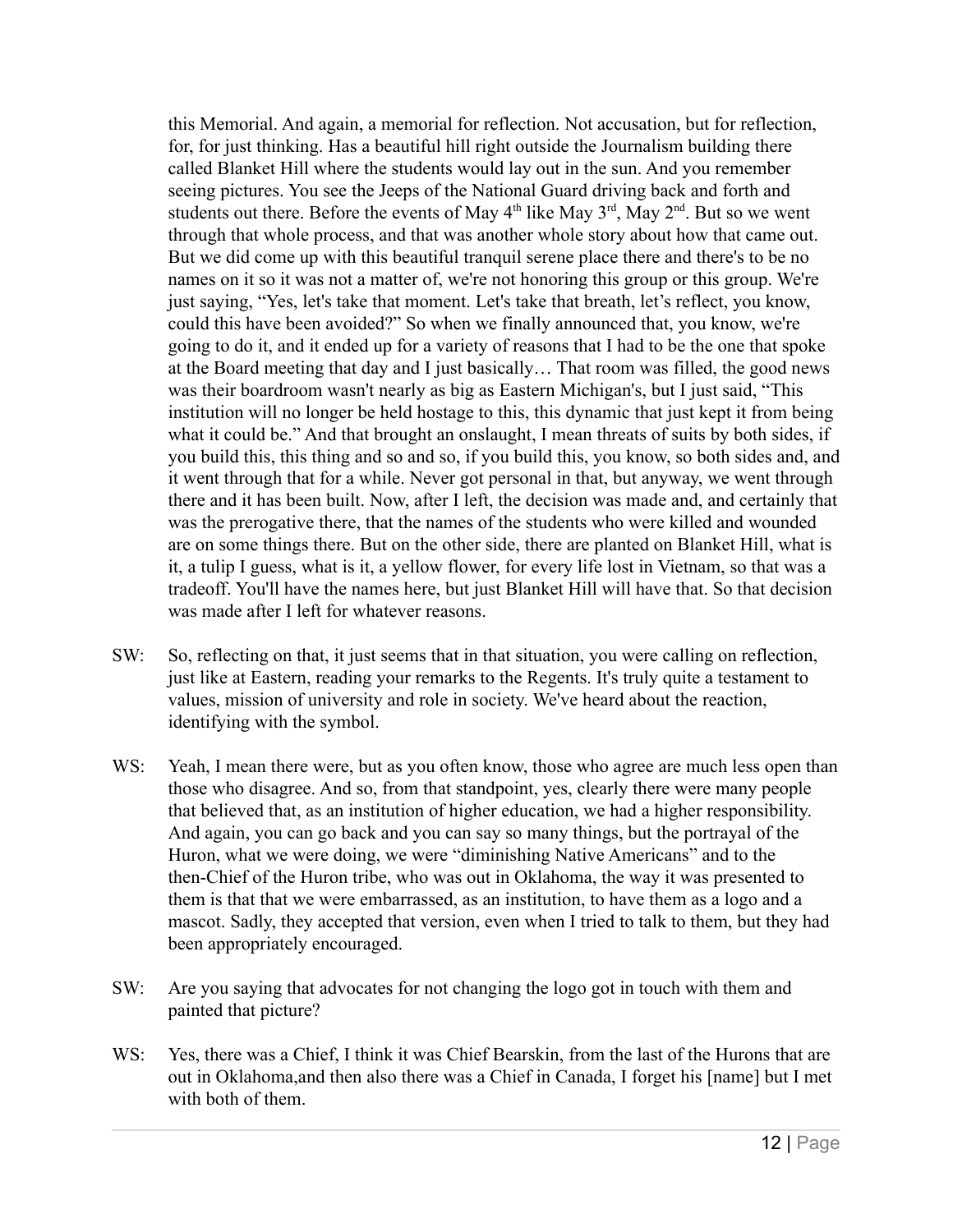this Memorial. And again, a memorial for reflection. Not accusation, but for reflection, for, for just thinking. Has a beautiful hill right outside the Journalism building there called Blanket Hill where the students would lay out in the sun. And you remember seeing pictures. You see the Jeeps of the National Guard driving back and forth and students out there. Before the events of May 4th like May 3rd, May 2nd. But so we went through that whole process, and that was another whole story about how that came out. But we did come up with this beautiful tranquil serene place there and there's to be no names on it so it was not a matter of, we're not honoring this group or this group. We're just saying, "Yes, let's take that moment. Let's take that breath, let's reflect, you know, could this have been avoided?" So when we finally announced that, you know, we're going to do it, and it ended up for a variety of reasons that I had to be the one that spoke at the Board meeting that day and I just basically… That room was filled, the good news was their boardroom wasn't nearly as big as Eastern Michigan's, but I just said, "This institution will no longer be held hostage to this, this dynamic that just kept it from being what it could be." And that brought an onslaught, I mean threats of suits by both sides, if you build this, this thing and so and so, if you build this, you know, so both sides and, and it went through that for a while. Never got personal in that, but anyway, we went through there and it has been built. Now, after I left, the decision was made and, and certainly that was the prerogative there, that the names of the students who were killed and wounded are on some things there. But on the other side, there are planted on Blanket Hill, what is it, a tulip I guess, what is it, a yellow flower, for every life lost in Vietnam, so that was a tradeoff. You'll have the names here, but just Blanket Hill will have that. So that decision was made after I left for whatever reasons.

SW: So, reflecting on that, it just seems that in that situation, you were calling on reflection, just like at Eastern, reading your remarks to the Regents. It's truly quite a testament to values, mission of university and role in society. We've heard about the reaction, identifying with the symbol.

WS: Yeah, I mean there were, but as you often know, those who agree are much less open than those who disagree. And so, from that standpoint, yes, clearly there were many people that believed that, as an institution of higher education, we had a higher responsibility. And again, you can go back and you can say so many things, but the portrayal of the Huron, what we were doing, we were "diminishing Native Americans" and to the then-Chief of the Huron tribe, who was out in Oklahoma, the way it was presented to them is that that we were embarrassed, as an institution, to have them as a logo and a mascot. Sadly, they accepted that version, even when I tried to talk to them, but they had been appropriately encouraged.

SW: Are you saying that advocates for not changing the logo got in touch with them and painted that picture?

WS: Yes, there was a Chief, I think it was Chief Bearskin, from the last of the Hurons that are out in Oklahoma,and then also there was a Chief in Canada, I forget his [name] but I met with both of them.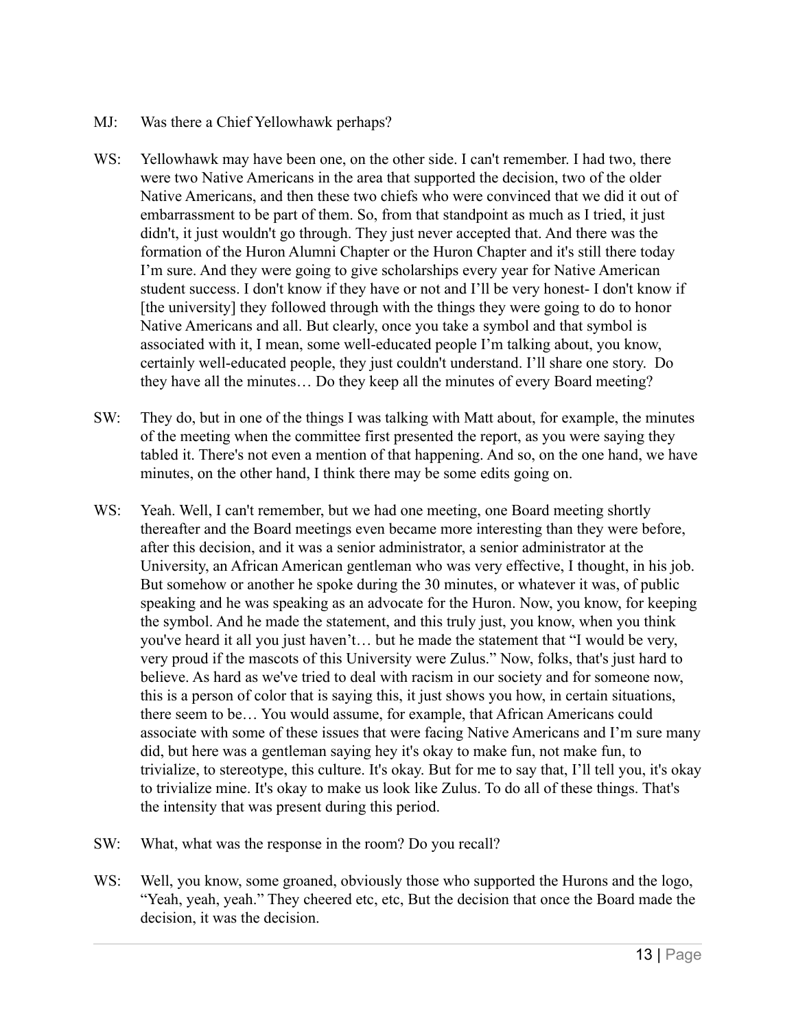MJ: Was there a Chief Yellowhawk perhaps?

WS: Yellowhawk may have been one, on the other side. I can't remember. I had two, there were two Native Americans in the area that supported the decision, two of the older Native Americans, and then these two chiefs who were convinced that we did it out of embarrassment to be part of them. So, from that standpoint as much as I tried, it just didn't, it just wouldn't go through. They just never accepted that. And there was the formation of the Huron Alumni Chapter or the Huron Chapter and it's still there today I'm sure. And they were going to give scholarships every year for Native American student success. I don't know if they have or not and I'll be very honest- I don't know if [the university] they followed through with the things they were going to do to honor Native Americans and all. But clearly, once you take a symbol and that symbol is associated with it, I mean, some well-educated people I'm talking about, you know, certainly well-educated people, they just couldn't understand. I'll share one story. Do they have all the minutes… Do they keep all the minutes of every Board meeting?

SW: They do, but in one of the things I was talking with Matt about, for example, the minutes of the meeting when the committee first presented the report, as you were saying they tabled it. There's not even a mention of that happening. And so, on the one hand, we have minutes, on the other hand, I think there may be some edits going on.

WS: Yeah. Well, I can't remember, but we had one meeting, one Board meeting shortly thereafter and the Board meetings even became more interesting than they were before, after this decision, and it was a senior administrator, a senior administrator at the University, an African American gentleman who was very effective, I thought, in his job. But somehow or another he spoke during the 30 minutes, or whatever it was, of public speaking and he was speaking as an advocate for the Huron. Now, you know, for keeping the symbol. And he made the statement, and this truly just, you know, when you think you've heard it all you just haven't… but he made the statement that "I would be very, very proud if the mascots of this University were Zulus." Now, folks, that's just hard to believe. As hard as we've tried to deal with racism in our society and for someone now, this is a person of color that is saying this, it just shows you how, in certain situations, there seem to be… You would assume, for example, that African Americans could associate with some of these issues that were facing Native Americans and I'm sure many did, but here was a gentleman saying hey it's okay to make fun, not make fun, to trivialize, to stereotype, this culture. It's okay. But for me to say that, I'll tell you, it's okay to trivialize mine. It's okay to make us look like Zulus. To do all of these things. That's the intensity that was present during this period.

SW: What, what was the response in the room? Do you recall?

WS: Well, you know, some groaned, obviously those who supported the Hurons and the logo, "Yeah, yeah, yeah." They cheered etc, etc, But the decision that once the Board made the decision, it was the decision.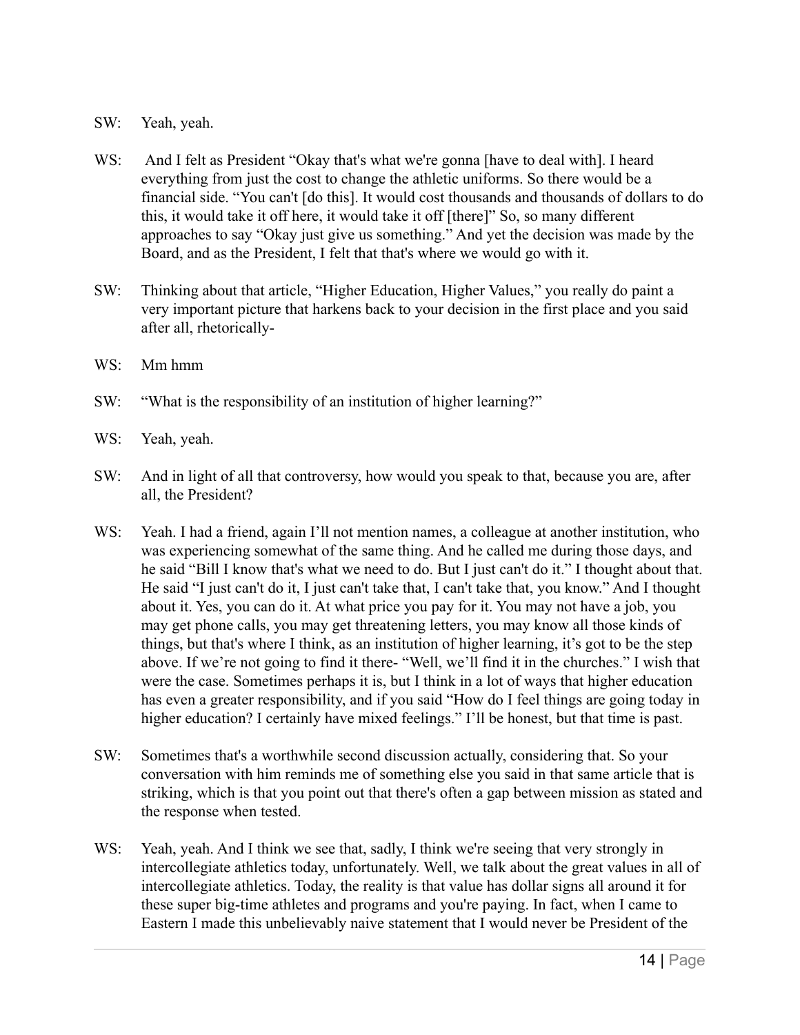SW: Yeah, yeah.

WS: And I felt as President "Okay that's what we're gonna [have to deal with]. I heard everything from just the cost to change the athletic uniforms. So there would be a financial side. "You can't [do this]. It would cost thousands and thousands of dollars to do this, it would take it off here, it would take it off [there]" So, so many different approaches to say "Okay just give us something." And yet the decision was made by the Board, and as the President, I felt that that's where we would go with it.

SW: Thinking about that article, "Higher Education, Higher Values," you really do paint a very important picture that harkens back to your decision in the first place and you said after all, rhetorically-

WS: Mm hmm

SW: "What is the responsibility of an institution of higher learning?"

WS: Yeah, yeah.

SW: And in light of all that controversy, how would you speak to that, because you are, after all, the President?

WS: Yeah. I had a friend, again I'll not mention names, a colleague at another institution, who was experiencing somewhat of the same thing. And he called me during those days, and he said "Bill I know that's what we need to do. But I just can't do it." I thought about that. He said "I just can't do it, I just can't take that, I can't take that, you know." And I thought about it. Yes, you can do it. At what price you pay for it. You may not have a job, you may get phone calls, you may get threatening letters, you may know all those kinds of things, but that's where I think, as an institution of higher learning, it's got to be the step above. If we're not going to find it there- "Well, we'll find it in the churches." I wish that were the case. Sometimes perhaps it is, but I think in a lot of ways that higher education has even a greater responsibility, and if you said "How do I feel things are going today in higher education? I certainly have mixed feelings." I'll be honest, but that time is past.

SW: Sometimes that's a worthwhile second discussion actually, considering that. So your conversation with him reminds me of something else you said in that same article that is striking, which is that you point out that there's often a gap between mission as stated and the response when tested.

WS: Yeah, yeah. And I think we see that, sadly, I think we're seeing that very strongly in intercollegiate athletics today, unfortunately. Well, we talk about the great values in all of intercollegiate athletics. Today, the reality is that value has dollar signs all around it for these super big-time athletes and programs and you're paying. In fact, when I came to Eastern I made this unbelievably naive statement that I would never be President of the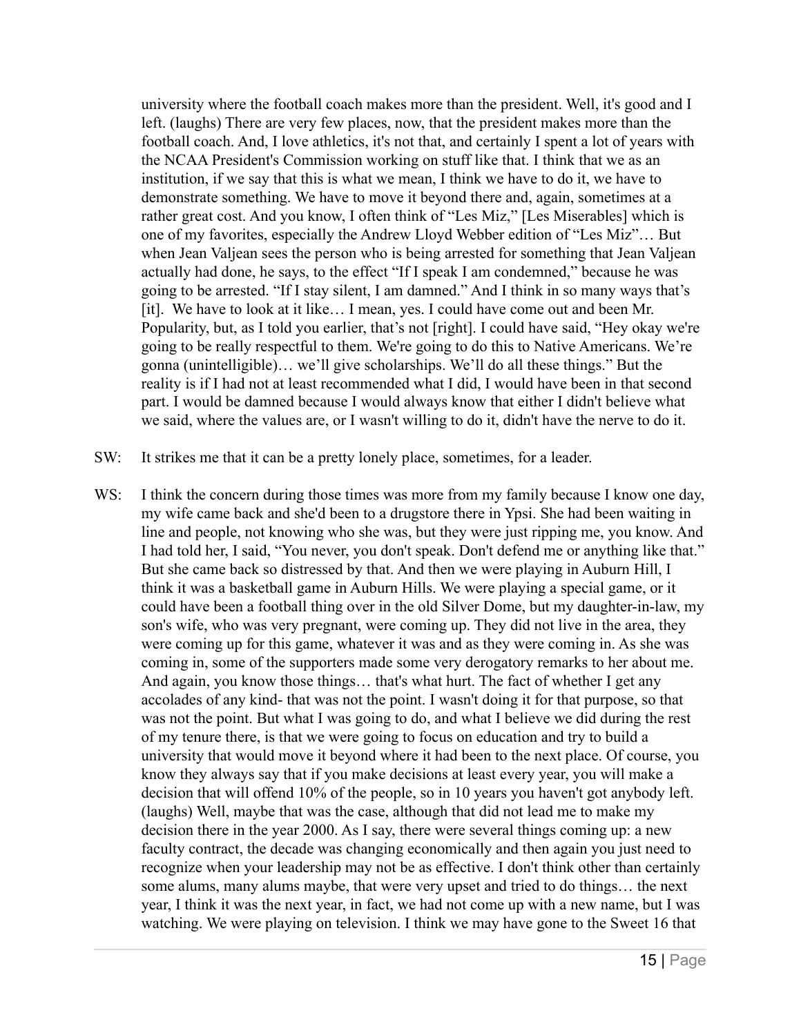university where the football coach makes more than the president. Well, it's good and I left. (laughs) There are very few places, now, that the president makes more than the football coach. And, I love athletics, it's not that, and certainly I spent a lot of years with the NCAA President's Commission working on stuff like that. I think that we as an institution, if we say that this is what we mean, I think we have to do it, we have to demonstrate something. We have to move it beyond there and, again, sometimes at a rather great cost. And you know, I often think of "Les Miz," [Les Miserables] which is one of my favorites, especially the Andrew Lloyd Webber edition of "Les Miz"… But when Jean Valjean sees the person who is being arrested for something that Jean Valjean actually had done, he says, to the effect "If I speak I am condemned," because he was going to be arrested. "If I stay silent, I am damned." And I think in so many ways that's [it]. We have to look at it like… I mean, yes. I could have come out and been Mr. Popularity, but, as I told you earlier, that's not [right]. I could have said, "Hey okay we're going to be really respectful to them. We're going to do this to Native Americans. We're gonna (unintelligible)… we'll give scholarships. We'll do all these things." But the reality is if I had not at least recommended what I did, I would have been in that second part. I would be damned because I would always know that either I didn't believe what we said, where the values are, or I wasn't willing to do it, didn't have the nerve to do it.

SW: It strikes me that it can be a pretty lonely place, sometimes, for a leader.

WS: I think the concern during those times was more from my family because I know one day, my wife came back and she'd been to a drugstore there in Ypsi. She had been waiting in line and people, not knowing who she was, but they were just ripping me, you know. And I had told her, I said, "You never, you don't speak. Don't defend me or anything like that." But she came back so distressed by that. And then we were playing in Auburn Hill, I think it was a basketball game in Auburn Hills. We were playing a special game, or it could have been a football thing over in the old Silver Dome, but my daughter-in-law, my son's wife, who was very pregnant, were coming up. They did not live in the area, they were coming up for this game, whatever it was and as they were coming in. As she was coming in, some of the supporters made some very derogatory remarks to her about me. And again, you know those things… that's what hurt. The fact of whether I get any accolades of any kind- that was not the point. I wasn't doing it for that purpose, so that was not the point. But what I was going to do, and what I believe we did during the rest of my tenure there, is that we were going to focus on education and try to build a university that would move it beyond where it had been to the next place. Of course, you know they always say that if you make decisions at least every year, you will make a decision that will offend 10% of the people, so in 10 years you haven't got anybody left. (laughs) Well, maybe that was the case, although that did not lead me to make my decision there in the year 2000. As I say, there were several things coming up: a new faculty contract, the decade was changing economically and then again you just need to recognize when your leadership may not be as effective. I don't think other than certainly some alums, many alums maybe, that were very upset and tried to do things… the next year, I think it was the next year, in fact, we had not come up with a new name, but I was watching. We were playing on television. I think we may have gone to the Sweet 16 that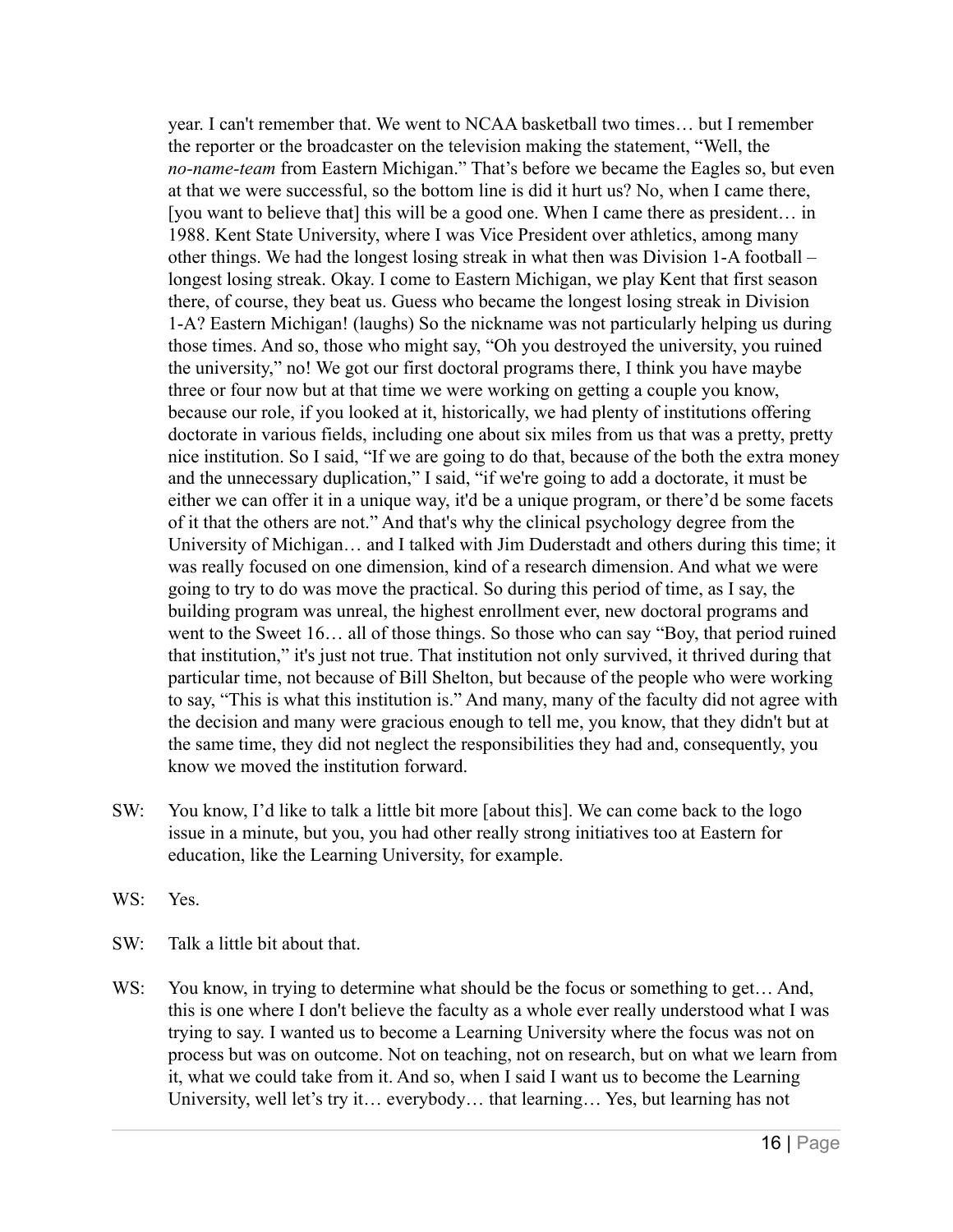year. I can't remember that. We went to NCAA basketball two times… but I remember the reporter or the broadcaster on the television making the statement, "Well, the *no-name-team* from Eastern Michigan." That's before we became the Eagles so, but even at that we were successful, so the bottom line is did it hurt us? No, when I came there, [you want to believe that] this will be a good one. When I came there as president… in 1988. Kent State University, where I was Vice President over athletics, among many other things. We had the longest losing streak in what then was Division 1-A football – longest losing streak. Okay. I come to Eastern Michigan, we play Kent that first season there, of course, they beat us. Guess who became the longest losing streak in Division 1-A? Eastern Michigan! (laughs) So the nickname was not particularly helping us during those times. And so, those who might say, "Oh you destroyed the university, you ruined the university," no! We got our first doctoral programs there, I think you have maybe three or four now but at that time we were working on getting a couple you know, because our role, if you looked at it, historically, we had plenty of institutions offering doctorate in various fields, including one about six miles from us that was a pretty, pretty nice institution. So I said, "If we are going to do that, because of the both the extra money and the unnecessary duplication," I said, "if we're going to add a doctorate, it must be either we can offer it in a unique way, it'd be a unique program, or there'd be some facets of it that the others are not." And that's why the clinical psychology degree from the University of Michigan… and I talked with Jim Duderstadt and others during this time; it was really focused on one dimension, kind of a research dimension. And what we were going to try to do was move the practical. So during this period of time, as I say, the building program was unreal, the highest enrollment ever, new doctoral programs and went to the Sweet 16… all of those things. So those who can say "Boy, that period ruined that institution," it's just not true. That institution not only survived, it thrived during that particular time, not because of Bill Shelton, but because of the people who were working to say, "This is what this institution is." And many, many of the faculty did not agree with the decision and many were gracious enough to tell me, you know, that they didn't but at the same time, they did not neglect the responsibilities they had and, consequently, you know we moved the institution forward.

SW: You know, I'd like to talk a little bit more [about this]. We can come back to the logo issue in a minute, but you, you had other really strong initiatives too at Eastern for education, like the Learning University, for example.

WS: Yes.

SW: Talk a little bit about that.

WS: You know, in trying to determine what should be the focus or something to get… And, this is one where I don't believe the faculty as a whole ever really understood what I was trying to say. I wanted us to become a Learning University where the focus was not on process but was on outcome. Not on teaching, not on research, but on what we learn from it, what we could take from it. And so, when I said I want us to become the Learning University, well let's try it… everybody… that learning… Yes, but learning has not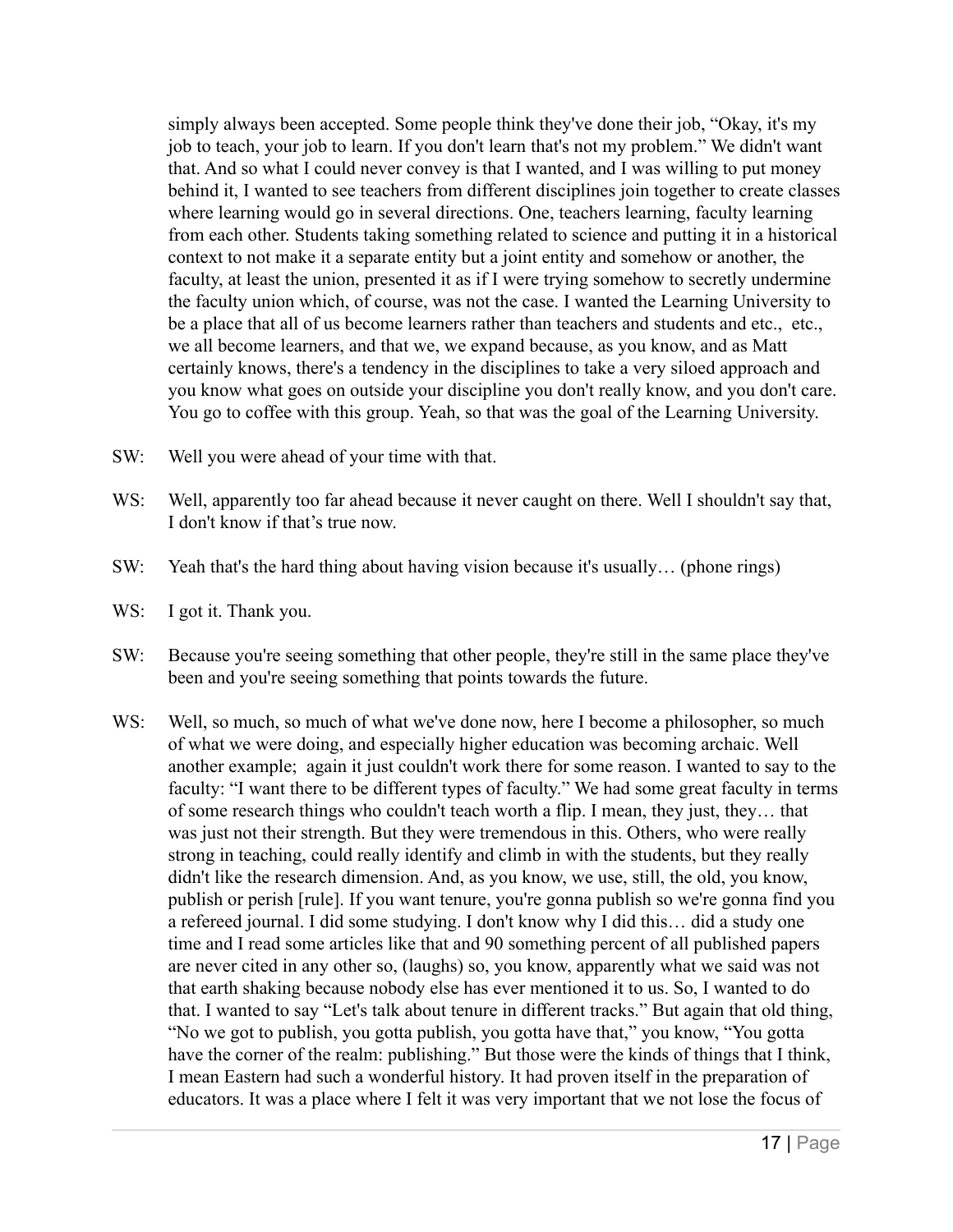simply always been accepted. Some people think they've done their job, "Okay, it's my job to teach, your job to learn. If you don't learn that's not my problem." We didn't want that. And so what I could never convey is that I wanted, and I was willing to put money behind it, I wanted to see teachers from different disciplines join together to create classes where learning would go in several directions. One, teachers learning, faculty learning from each other. Students taking something related to science and putting it in a historical context to not make it a separate entity but a joint entity and somehow or another, the faculty, at least the union, presented it as if I were trying somehow to secretly undermine the faculty union which, of course, was not the case. I wanted the Learning University to be a place that all of us become learners rather than teachers and students and etc., etc., we all become learners, and that we, we expand because, as you know, and as Matt certainly knows, there's a tendency in the disciplines to take a very siloed approach and you know what goes on outside your discipline you don't really know, and you don't care. You go to coffee with this group. Yeah, so that was the goal of the Learning University.

SW: Well you were ahead of your time with that.

WS: Well, apparently too far ahead because it never caught on there. Well I shouldn't say that, I don't know if that's true now.

SW: Yeah that's the hard thing about having vision because it's usually… (phone rings)

WS: I got it. Thank you.

SW: Because you're seeing something that other people, they're still in the same place they've been and you're seeing something that points towards the future.

WS: Well, so much, so much of what we've done now, here I become a philosopher, so much of what we were doing, and especially higher education was becoming archaic. Well another example; again it just couldn't work there for some reason. I wanted to say to the faculty: "I want there to be different types of faculty." We had some great faculty in terms of some research things who couldn't teach worth a flip. I mean, they just, they… that was just not their strength. But they were tremendous in this. Others, who were really strong in teaching, could really identify and climb in with the students, but they really didn't like the research dimension. And, as you know, we use, still, the old, you know, publish or perish [rule]. If you want tenure, you're gonna publish so we're gonna find you a refereed journal. I did some studying. I don't know why I did this… did a study one time and I read some articles like that and 90 something percent of all published papers are never cited in any other so, (laughs) so, you know, apparently what we said was not that earth shaking because nobody else has ever mentioned it to us. So, I wanted to do that. I wanted to say "Let's talk about tenure in different tracks." But again that old thing, "No we got to publish, you gotta publish, you gotta have that," you know, "You gotta have the corner of the realm: publishing." But those were the kinds of things that I think, I mean Eastern had such a wonderful history. It had proven itself in the preparation of educators. It was a place where I felt it was very important that we not lose the focus of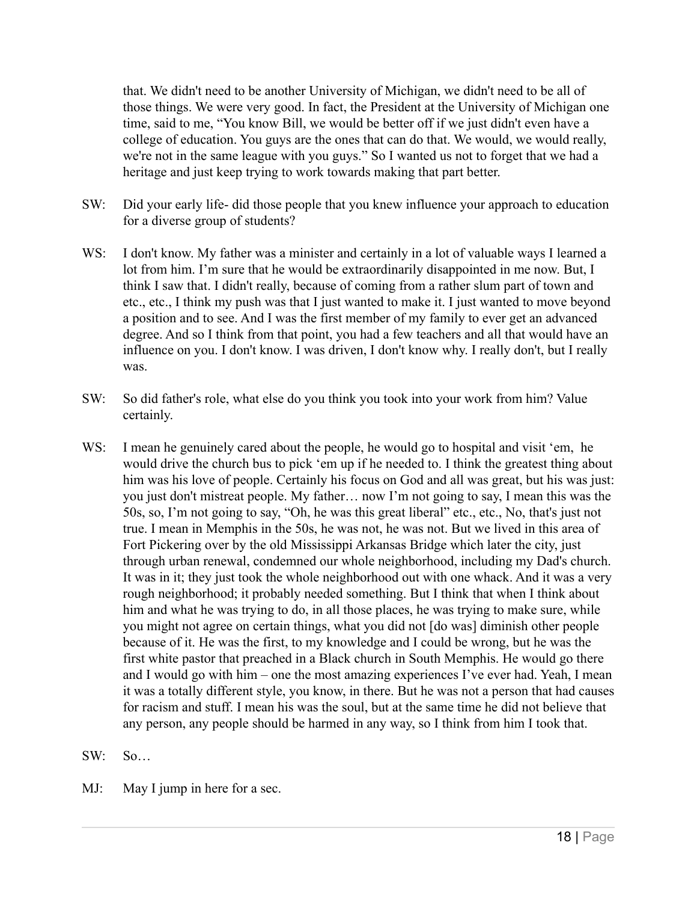that. We didn't need to be another University of Michigan, we didn't need to be all of those things. We were very good. In fact, the President at the University of Michigan one time, said to me, "You know Bill, we would be better off if we just didn't even have a college of education. You guys are the ones that can do that. We would, we would really, we're not in the same league with you guys." So I wanted us not to forget that we had a heritage and just keep trying to work towards making that part better.

SW: Did your early life- did those people that you knew influence your approach to education for a diverse group of students?

WS: I don't know. My father was a minister and certainly in a lot of valuable ways I learned a lot from him. I'm sure that he would be extraordinarily disappointed in me now. But, I think I saw that. I didn't really, because of coming from a rather slum part of town and etc., etc., I think my push was that I just wanted to make it. I just wanted to move beyond a position and to see. And I was the first member of my family to ever get an advanced degree. And so I think from that point, you had a few teachers and all that would have an influence on you. I don't know. I was driven, I don't know why. I really don't, but I really was.

SW: So did father's role, what else do you think you took into your work from him? Value certainly.

WS: I mean he genuinely cared about the people, he would go to hospital and visit 'em, he would drive the church bus to pick 'em up if he needed to. I think the greatest thing about him was his love of people. Certainly his focus on God and all was great, but his was just: you just don't mistreat people. My father… now I'm not going to say, I mean this was the 50s, so, I'm not going to say, "Oh, he was this great liberal" etc., etc., No, that's just not true. I mean in Memphis in the 50s, he was not, he was not. But we lived in this area of Fort Pickering over by the old Mississippi Arkansas Bridge which later the city, just through urban renewal, condemned our whole neighborhood, including my Dad's church. It was in it; they just took the whole neighborhood out with one whack. And it was a very rough neighborhood; it probably needed something. But I think that when I think about him and what he was trying to do, in all those places, he was trying to make sure, while you might not agree on certain things, what you did not [do was] diminish other people because of it. He was the first, to my knowledge and I could be wrong, but he was the first white pastor that preached in a Black church in South Memphis. He would go there and I would go with him – one the most amazing experiences I've ever had. Yeah, I mean it was a totally different style, you know, in there. But he was not a person that had causes for racism and stuff. I mean his was the soul, but at the same time he did not believe that any person, any people should be harmed in any way, so I think from him I took that.

SW: So…

MJ: May I jump in here for a sec.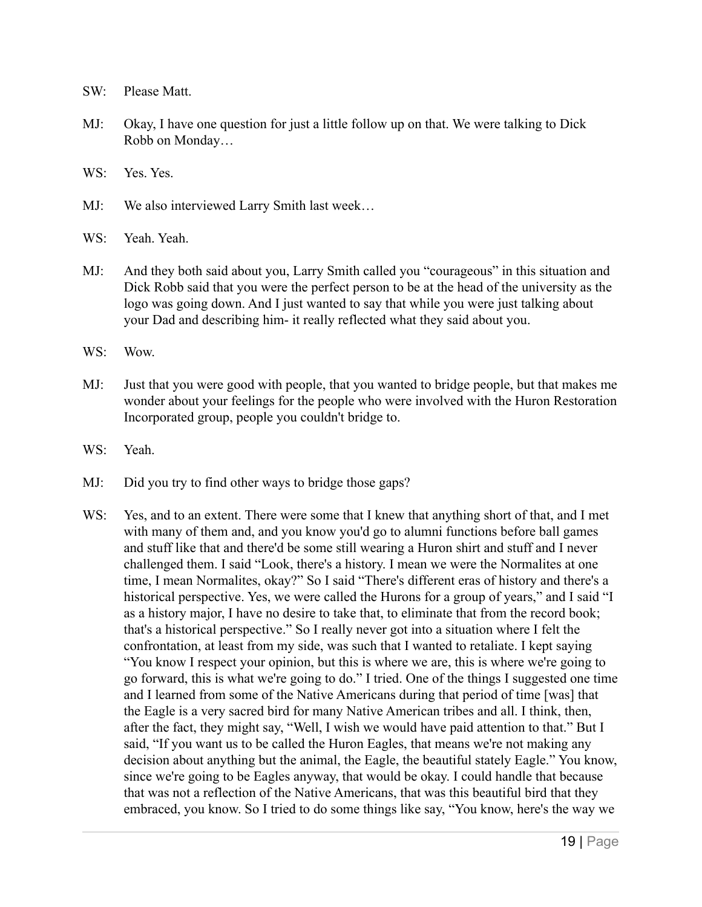SW: Please Matt.

MJ: Okay, I have one question for just a little follow up on that. We were talking to Dick Robb on Monday…

WS: Yes. Yes.

MJ: We also interviewed Larry Smith last week…

WS: Yeah. Yeah.

MJ: And they both said about you, Larry Smith called you "courageous" in this situation and Dick Robb said that you were the perfect person to be at the head of the university as the logo was going down. And I just wanted to say that while you were just talking about your Dad and describing him- it really reflected what they said about you.

WS: Wow.

MJ: Just that you were good with people, that you wanted to bridge people, but that makes me wonder about your feelings for the people who were involved with the Huron Restoration Incorporated group, people you couldn't bridge to.

WS: Yeah.

MJ: Did you try to find other ways to bridge those gaps?

WS: Yes, and to an extent. There were some that I knew that anything short of that, and I met with many of them and, and you know you'd go to alumni functions before ball games and stuff like that and there'd be some still wearing a Huron shirt and stuff and I never challenged them. I said "Look, there's a history. I mean we were the Normalites at one time, I mean Normalites, okay?" So I said "There's different eras of history and there's a historical perspective. Yes, we were called the Hurons for a group of years," and I said "I as a history major, I have no desire to take that, to eliminate that from the record book; that's a historical perspective." So I really never got into a situation where I felt the confrontation, at least from my side, was such that I wanted to retaliate. I kept saying "You know I respect your opinion, but this is where we are, this is where we're going to go forward, this is what we're going to do." I tried. One of the things I suggested one time and I learned from some of the Native Americans during that period of time [was] that the Eagle is a very sacred bird for many Native American tribes and all. I think, then, after the fact, they might say, "Well, I wish we would have paid attention to that." But I said, "If you want us to be called the Huron Eagles, that means we're not making any decision about anything but the animal, the Eagle, the beautiful stately Eagle." You know, since we're going to be Eagles anyway, that would be okay. I could handle that because that was not a reflection of the Native Americans, that was this beautiful bird that they embraced, you know. So I tried to do some things like say, "You know, here's the way we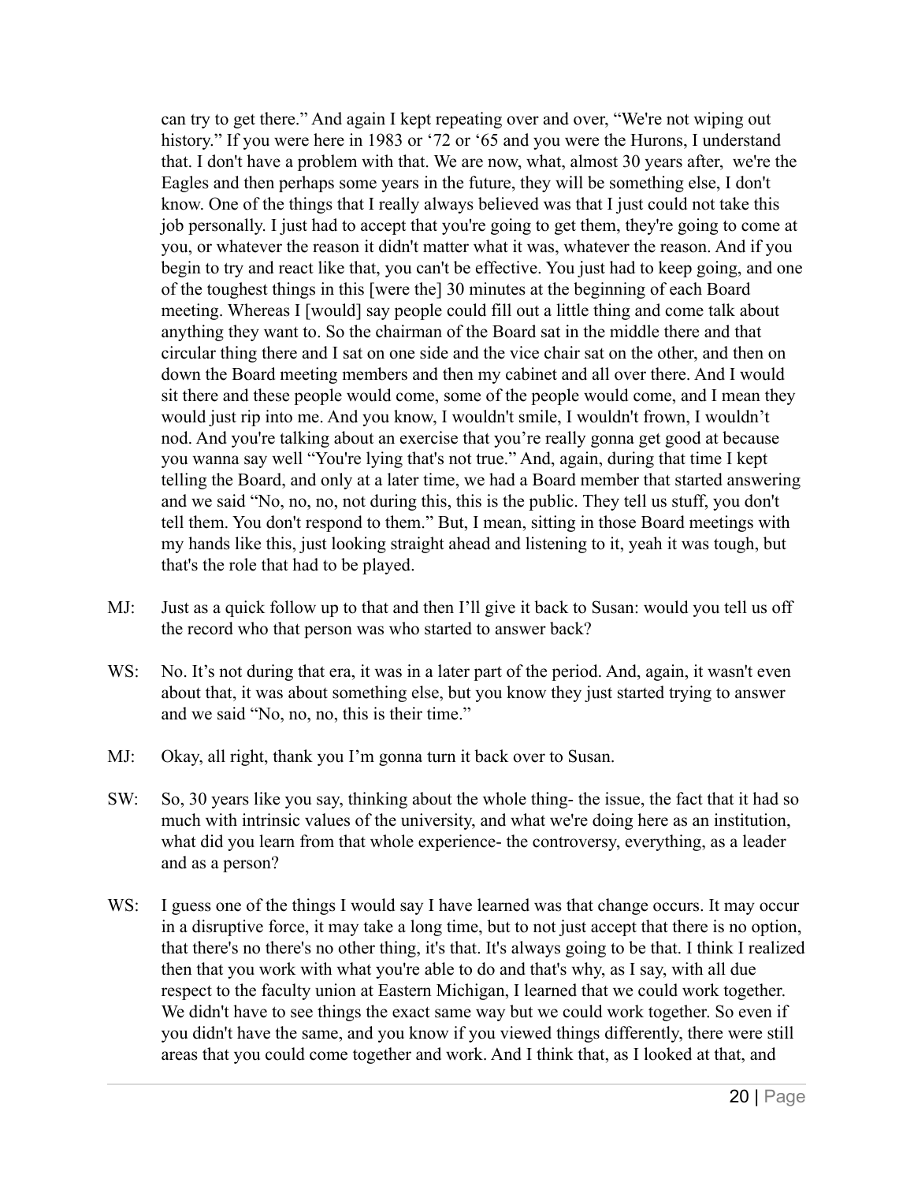can try to get there." And again I kept repeating over and over, "We're not wiping out history." If you were here in 1983 or '72 or '65 and you were the Hurons, I understand that. I don't have a problem with that. We are now, what, almost 30 years after, we're the Eagles and then perhaps some years in the future, they will be something else, I don't know. One of the things that I really always believed was that I just could not take this job personally. I just had to accept that you're going to get them, they're going to come at you, or whatever the reason it didn't matter what it was, whatever the reason. And if you begin to try and react like that, you can't be effective. You just had to keep going, and one of the toughest things in this [were the] 30 minutes at the beginning of each Board meeting. Whereas I [would] say people could fill out a little thing and come talk about anything they want to. So the chairman of the Board sat in the middle there and that circular thing there and I sat on one side and the vice chair sat on the other, and then on down the Board meeting members and then my cabinet and all over there. And I would sit there and these people would come, some of the people would come, and I mean they would just rip into me. And you know, I wouldn't smile, I wouldn't frown, I wouldn't nod. And you're talking about an exercise that you're really gonna get good at because you wanna say well "You're lying that's not true." And, again, during that time I kept telling the Board, and only at a later time, we had a Board member that started answering and we said "No, no, no, not during this, this is the public. They tell us stuff, you don't tell them. You don't respond to them." But, I mean, sitting in those Board meetings with my hands like this, just looking straight ahead and listening to it, yeah it was tough, but that's the role that had to be played.

MJ: Just as a quick follow up to that and then I'll give it back to Susan: would you tell us off the record who that person was who started to answer back?

WS: No. It's not during that era, it was in a later part of the period. And, again, it wasn't even about that, it was about something else, but you know they just started trying to answer and we said "No, no, no, this is their time."

MJ: Okay, all right, thank you I'm gonna turn it back over to Susan.

SW: So, 30 years like you say, thinking about the whole thing- the issue, the fact that it had so much with intrinsic values of the university, and what we're doing here as an institution, what did you learn from that whole experience- the controversy, everything, as a leader and as a person?

WS: I guess one of the things I would say I have learned was that change occurs. It may occur in a disruptive force, it may take a long time, but to not just accept that there is no option, that there's no there's no other thing, it's that. It's always going to be that. I think I realized then that you work with what you're able to do and that's why, as I say, with all due respect to the faculty union at Eastern Michigan, I learned that we could work together. We didn't have to see things the exact same way but we could work together. So even if you didn't have the same, and you know if you viewed things differently, there were still areas that you could come together and work. And I think that, as I looked at that, and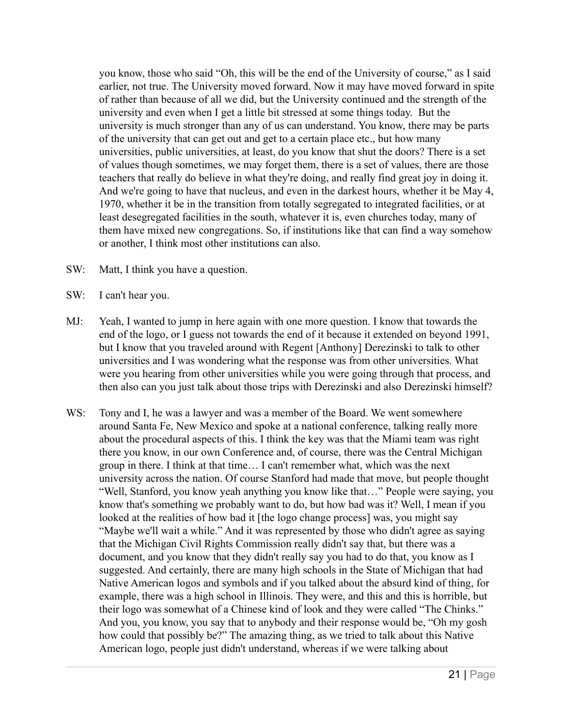you know, those who said "Oh, this will be the end of the University of course," as I said earlier, not true. The University moved forward. Now it may have moved forward in spite of rather than because of all we did, but the University continued and the strength of the university and even when I get a little bit stressed at some things today. But the university is much stronger than any of us can understand. You know, there may be parts of the university that can get out and get to a certain place etc., but how many universities, public universities, at least, do you know that shut the doors? There is a set of values though sometimes, we may forget them, there is a set of values, there are those teachers that really do believe in what they're doing, and really find great joy in doing it. And we're going to have that nucleus, and even in the darkest hours, whether it be May 4, 1970, whether it be in the transition from totally segregated to integrated facilities, or at least desegregated facilities in the south, whatever it is, even churches today, many of them have mixed new congregations. So, if institutions like that can find a way somehow or another, I think most other institutions can also.

SW: Matt, I think you have a question.

SW: I can't hear you.

MJ: Yeah, I wanted to jump in here again with one more question. I know that towards the end of the logo, or I guess not towards the end of it because it extended on beyond 1991, but I know that you traveled around with Regent [Anthony] Derezinski to talk to other universities and I was wondering what the response was from other universities. What were you hearing from other universities while you were going through that process, and then also can you just talk about those trips with Derezinski and also Derezinski himself?

WS: Tony and I, he was a lawyer and was a member of the Board. We went somewhere around Santa Fe, New Mexico and spoke at a national conference, talking really more about the procedural aspects of this. I think the key was that the Miami team was right there you know, in our own Conference and, of course, there was the Central Michigan group in there. I think at that time… I can't remember what, which was the next university across the nation. Of course Stanford had made that move, but people thought "Well, Stanford, you know yeah anything you know like that…" People were saying, you know that's something we probably want to do, but how bad was it? Well, I mean if you looked at the realities of how bad it [the logo change process] was, you might say "Maybe we'll wait a while." And it was represented by those who didn't agree as saying that the Michigan Civil Rights Commission really didn't say that, but there was a document, and you know that they didn't really say you had to do that, you know as I suggested. And certainly, there are many high schools in the State of Michigan that had Native American logos and symbols and if you talked about the absurd kind of thing, for example, there was a high school in Illinois. They were, and this and this is horrible, but their logo was somewhat of a Chinese kind of look and they were called "The Chinks." And you, you know, you say that to anybody and their response would be, "Oh my gosh how could that possibly be?" The amazing thing, as we tried to talk about this Native American logo, people just didn't understand, whereas if we were talking about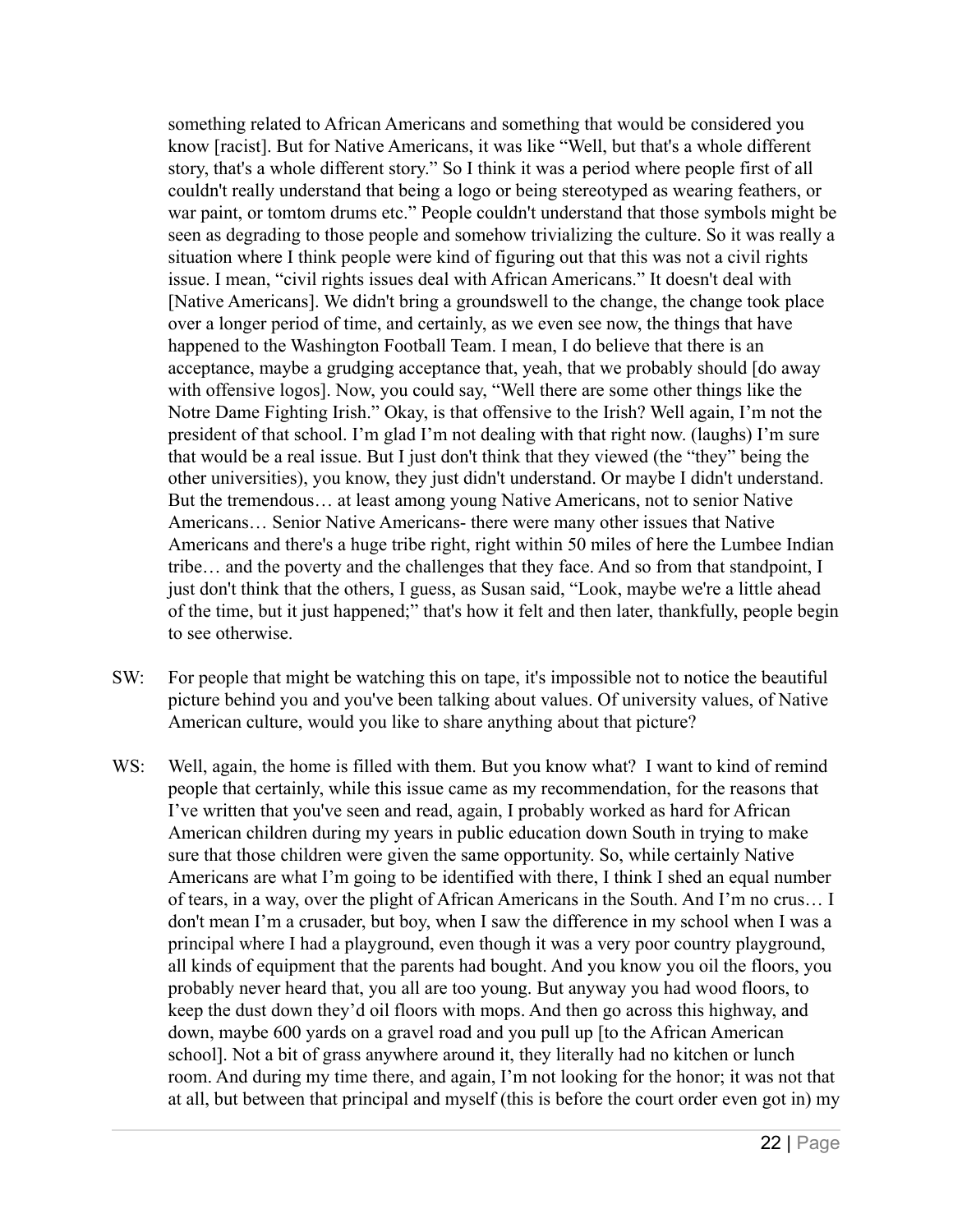something related to African Americans and something that would be considered you know [racist]. But for Native Americans, it was like "Well, but that's a whole different story, that's a whole different story." So I think it was a period where people first of all couldn't really understand that being a logo or being stereotyped as wearing feathers, or war paint, or tomtom drums etc." People couldn't understand that those symbols might be seen as degrading to those people and somehow trivializing the culture. So it was really a situation where I think people were kind of figuring out that this was not a civil rights issue. I mean, "civil rights issues deal with African Americans." It doesn't deal with [Native Americans]. We didn't bring a groundswell to the change, the change took place over a longer period of time, and certainly, as we even see now, the things that have happened to the Washington Football Team. I mean, I do believe that there is an acceptance, maybe a grudging acceptance that, yeah, that we probably should [do away with offensive logos]. Now, you could say, "Well there are some other things like the Notre Dame Fighting Irish." Okay, is that offensive to the Irish? Well again, I'm not the president of that school. I'm glad I'm not dealing with that right now. (laughs) I'm sure that would be a real issue. But I just don't think that they viewed (the "they" being the other universities), you know, they just didn't understand. Or maybe I didn't understand. But the tremendous… at least among young Native Americans, not to senior Native Americans… Senior Native Americans- there were many other issues that Native Americans and there's a huge tribe right, right within 50 miles of here the Lumbee Indian tribe… and the poverty and the challenges that they face. And so from that standpoint, I just don't think that the others, I guess, as Susan said, "Look, maybe we're a little ahead of the time, but it just happened;" that's how it felt and then later, thankfully, people begin to see otherwise.

SW: For people that might be watching this on tape, it's impossible not to notice the beautiful picture behind you and you've been talking about values. Of university values, of Native American culture, would you like to share anything about that picture?

WS: Well, again, the home is filled with them. But you know what? I want to kind of remind people that certainly, while this issue came as my recommendation, for the reasons that I've written that you've seen and read, again, I probably worked as hard for African American children during my years in public education down South in trying to make sure that those children were given the same opportunity. So, while certainly Native Americans are what I'm going to be identified with there, I think I shed an equal number of tears, in a way, over the plight of African Americans in the South. And I'm no crus… I don't mean I'm a crusader, but boy, when I saw the difference in my school when I was a principal where I had a playground, even though it was a very poor country playground, all kinds of equipment that the parents had bought. And you know you oil the floors, you probably never heard that, you all are too young. But anyway you had wood floors, to keep the dust down they'd oil floors with mops. And then go across this highway, and down, maybe 600 yards on a gravel road and you pull up [to the African American school]. Not a bit of grass anywhere around it, they literally had no kitchen or lunch room. And during my time there, and again, I'm not looking for the honor; it was not that at all, but between that principal and myself (this is before the court order even got in) my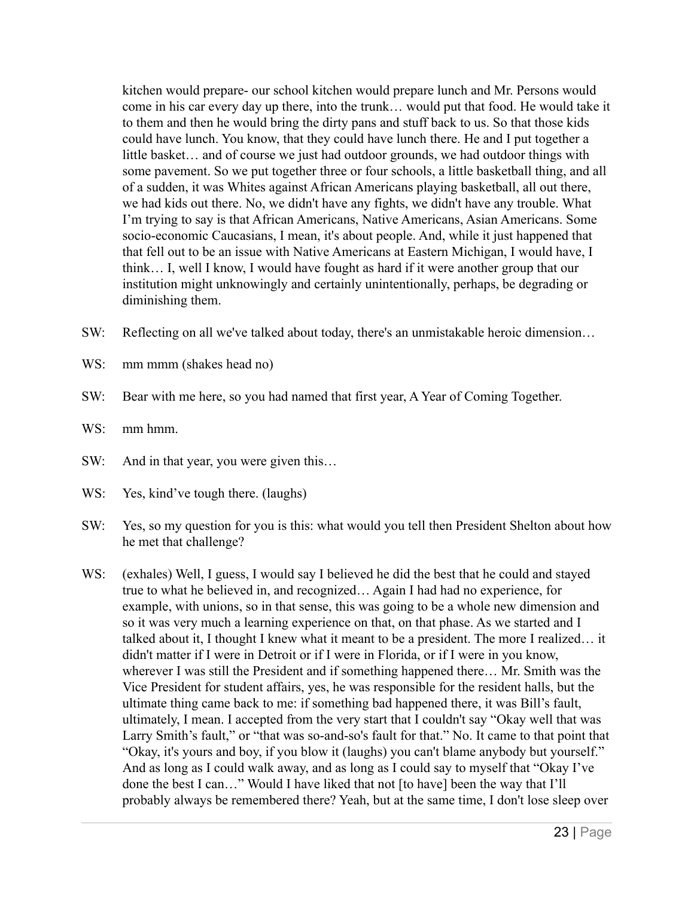kitchen would prepare- our school kitchen would prepare lunch and Mr. Persons would come in his car every day up there, into the trunk… would put that food. He would take it to them and then he would bring the dirty pans and stuff back to us. So that those kids could have lunch. You know, that they could have lunch there. He and I put together a little basket… and of course we just had outdoor grounds, we had outdoor things with some pavement. So we put together three or four schools, a little basketball thing, and all of a sudden, it was Whites against African Americans playing basketball, all out there, we had kids out there. No, we didn't have any fights, we didn't have any trouble. What I'm trying to say is that African Americans, Native Americans, Asian Americans. Some socio-economic Caucasians, I mean, it's about people. And, while it just happened that that fell out to be an issue with Native Americans at Eastern Michigan, I would have, I think… I, well I know, I would have fought as hard if it were another group that our institution might unknowingly and certainly unintentionally, perhaps, be degrading or diminishing them.

SW: Reflecting on all we've talked about today, there's an unmistakable heroic dimension…

WS: mm mmm (shakes head no)

SW: Bear with me here, so you had named that first year, A Year of Coming Together.

WS: mm hmm.

SW: And in that year, you were given this…

WS: Yes, kind've tough there. (laughs)

SW: Yes, so my question for you is this: what would you tell then President Shelton about how he met that challenge?

WS: (exhales) Well, I guess, I would say I believed he did the best that he could and stayed true to what he believed in, and recognized… Again I had had no experience, for example, with unions, so in that sense, this was going to be a whole new dimension and so it was very much a learning experience on that, on that phase. As we started and I talked about it, I thought I knew what it meant to be a president. The more I realized… it didn't matter if I were in Detroit or if I were in Florida, or if I were in you know, wherever I was still the President and if something happened there… Mr. Smith was the Vice President for student affairs, yes, he was responsible for the resident halls, but the ultimate thing came back to me: if something bad happened there, it was Bill's fault, ultimately, I mean. I accepted from the very start that I couldn't say "Okay well that was Larry Smith's fault," or "that was so-and-so's fault for that." No. It came to that point that "Okay, it's yours and boy, if you blow it (laughs) you can't blame anybody but yourself." And as long as I could walk away, and as long as I could say to myself that "Okay I've done the best I can…" Would I have liked that not [to have] been the way that I'll probably always be remembered there? Yeah, but at the same time, I don't lose sleep over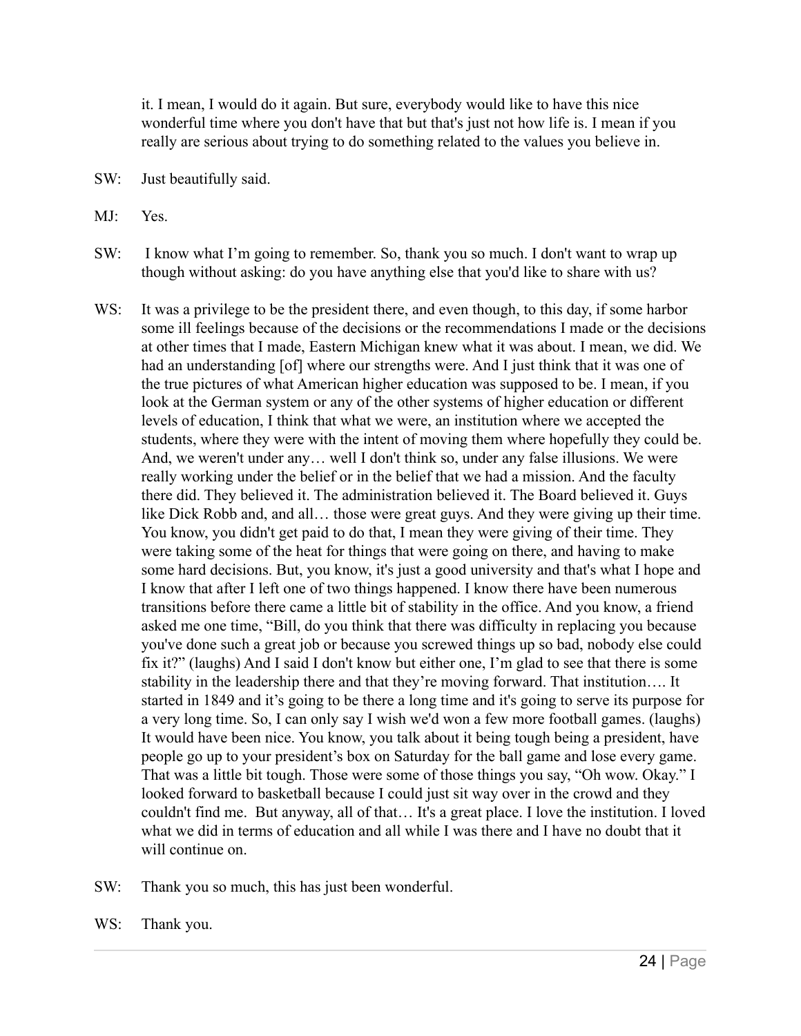it. I mean, I would do it again. But sure, everybody would like to have this nice wonderful time where you don't have that but that's just not how life is. I mean if you really are serious about trying to do something related to the values you believe in.

SW: Just beautifully said.

MJ: Yes.

SW: I know what I'm going to remember. So, thank you so much. I don't want to wrap up though without asking: do you have anything else that you'd like to share with us?

WS: It was a privilege to be the president there, and even though, to this day, if some harbor some ill feelings because of the decisions or the recommendations I made or the decisions at other times that I made, Eastern Michigan knew what it was about. I mean, we did. We had an understanding [of] where our strengths were. And I just think that it was one of the true pictures of what American higher education was supposed to be. I mean, if you look at the German system or any of the other systems of higher education or different levels of education, I think that what we were, an institution where we accepted the students, where they were with the intent of moving them where hopefully they could be. And, we weren't under any… well I don't think so, under any false illusions. We were really working under the belief or in the belief that we had a mission. And the faculty there did. They believed it. The administration believed it. The Board believed it. Guys like Dick Robb and, and all… those were great guys. And they were giving up their time. You know, you didn't get paid to do that, I mean they were giving of their time. They were taking some of the heat for things that were going on there, and having to make some hard decisions. But, you know, it's just a good university and that's what I hope and I know that after I left one of two things happened. I know there have been numerous transitions before there came a little bit of stability in the office. And you know, a friend asked me one time, "Bill, do you think that there was difficulty in replacing you because you've done such a great job or because you screwed things up so bad, nobody else could fix it?" (laughs) And I said I don't know but either one, I'm glad to see that there is some stability in the leadership there and that they're moving forward. That institution…. It started in 1849 and it's going to be there a long time and it's going to serve its purpose for a very long time. So, I can only say I wish we'd won a few more football games. (laughs) It would have been nice. You know, you talk about it being tough being a president, have people go up to your president's box on Saturday for the ball game and lose every game. That was a little bit tough. Those were some of those things you say, "Oh wow. Okay." I looked forward to basketball because I could just sit way over in the crowd and they couldn't find me. But anyway, all of that… It's a great place. I love the institution. I loved what we did in terms of education and all while I was there and I have no doubt that it will continue on.

SW: Thank you so much, this has just been wonderful.

WS: Thank you.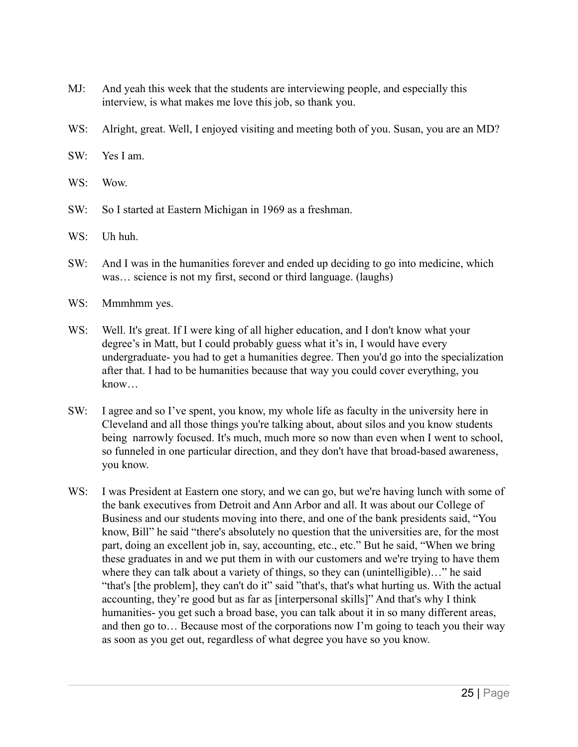MJ: And yeah this week that the students are interviewing people, and especially this interview, is what makes me love this job, so thank you.

WS: Alright, great. Well, I enjoyed visiting and meeting both of you. Susan, you are an MD?

SW: Yes I am.

WS: Wow.

SW: So I started at Eastern Michigan in 1969 as a freshman.

WS: Uh huh.

SW: And I was in the humanities forever and ended up deciding to go into medicine, which was… science is not my first, second or third language. (laughs)

WS: Mmmhmm yes.

WS: Well. It's great. If I were king of all higher education, and I don't know what your degree's in Matt, but I could probably guess what it's in, I would have every undergraduate- you had to get a humanities degree. Then you'd go into the specialization after that. I had to be humanities because that way you could cover everything, you know…

SW: I agree and so I've spent, you know, my whole life as faculty in the university here in Cleveland and all those things you're talking about, about silos and you know students being narrowly focused. It's much, much more so now than even when I went to school, so funneled in one particular direction, and they don't have that broad-based awareness, you know.

WS: I was President at Eastern one story, and we can go, but we're having lunch with some of the bank executives from Detroit and Ann Arbor and all. It was about our College of Business and our students moving into there, and one of the bank presidents said, "You know, Bill" he said "there's absolutely no question that the universities are, for the most part, doing an excellent job in, say, accounting, etc., etc." But he said, "When we bring these graduates in and we put them in with our customers and we're trying to have them where they can talk about a variety of things, so they can (unintelligible)…" he said "that's [the problem], they can't do it" said "that's, that's what hurting us. With the actual accounting, they're good but as far as [interpersonal skills]" And that's why I think humanities- you get such a broad base, you can talk about it in so many different areas, and then go to… Because most of the corporations now I'm going to teach you their way as soon as you get out, regardless of what degree you have so you know.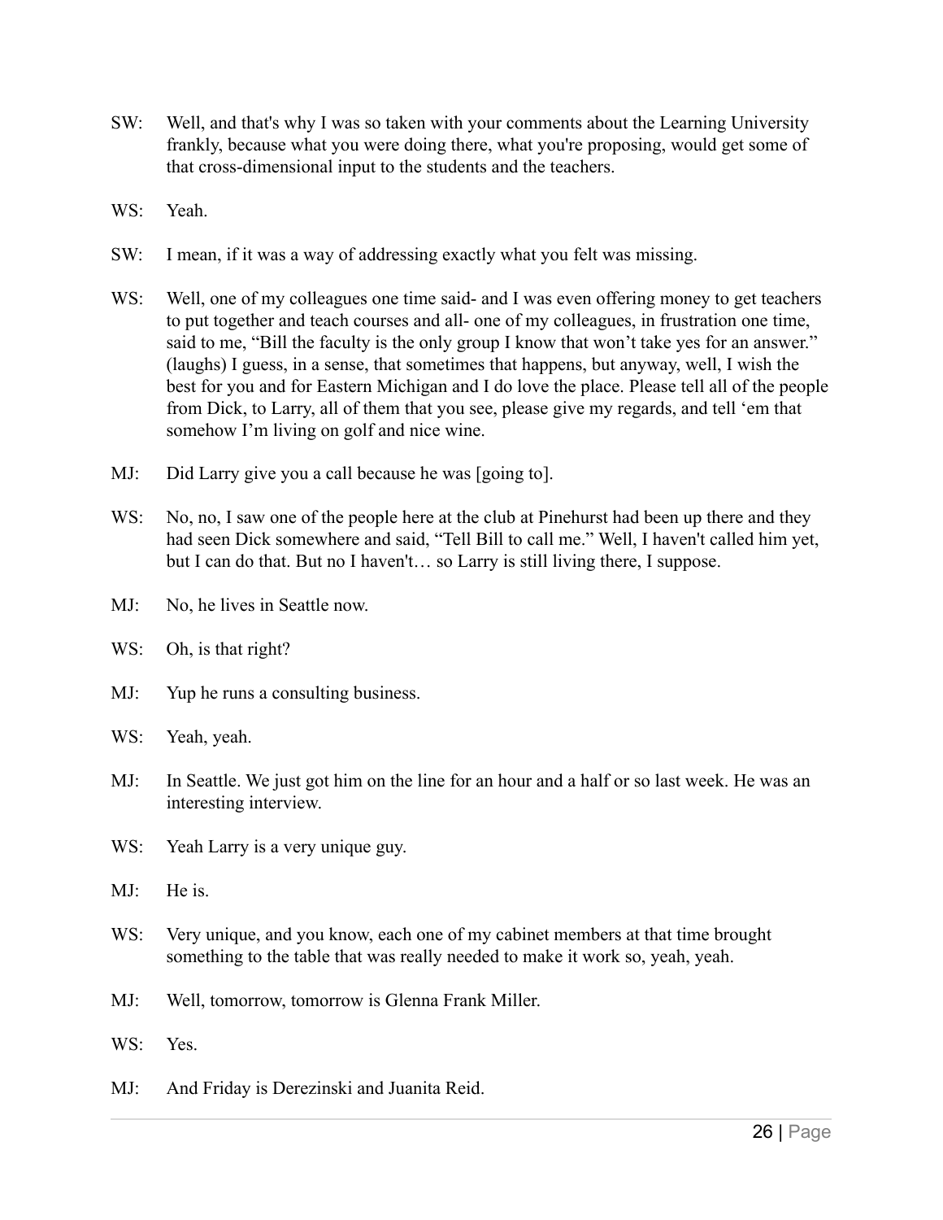SW: Well, and that's why I was so taken with your comments about the Learning University frankly, because what you were doing there, what you're proposing, would get some of that cross-dimensional input to the students and the teachers.

WS: Yeah.

SW: I mean, if it was a way of addressing exactly what you felt was missing.

WS: Well, one of my colleagues one time said- and I was even offering money to get teachers to put together and teach courses and all- one of my colleagues, in frustration one time, said to me, "Bill the faculty is the only group I know that won't take yes for an answer." (laughs) I guess, in a sense, that sometimes that happens, but anyway, well, I wish the best for you and for Eastern Michigan and I do love the place. Please tell all of the people from Dick, to Larry, all of them that you see, please give my regards, and tell 'em that somehow I'm living on golf and nice wine.

MJ: Did Larry give you a call because he was [going to].

WS: No, no, I saw one of the people here at the club at Pinehurst had been up there and they had seen Dick somewhere and said, "Tell Bill to call me." Well, I haven't called him yet, but I can do that. But no I haven't… so Larry is still living there, I suppose.

MJ: No, he lives in Seattle now.

WS: Oh, is that right?

MJ: Yup he runs a consulting business.

WS: Yeah, yeah.

MJ: In Seattle. We just got him on the line for an hour and a half or so last week. He was an interesting interview.

WS: Yeah Larry is a very unique guy.

MJ: He is.

WS: Very unique, and you know, each one of my cabinet members at that time brought something to the table that was really needed to make it work so, yeah, yeah.

MJ: Well, tomorrow, tomorrow is Glenna Frank Miller.

WS: Yes.

MJ: And Friday is Derezinski and Juanita Reid.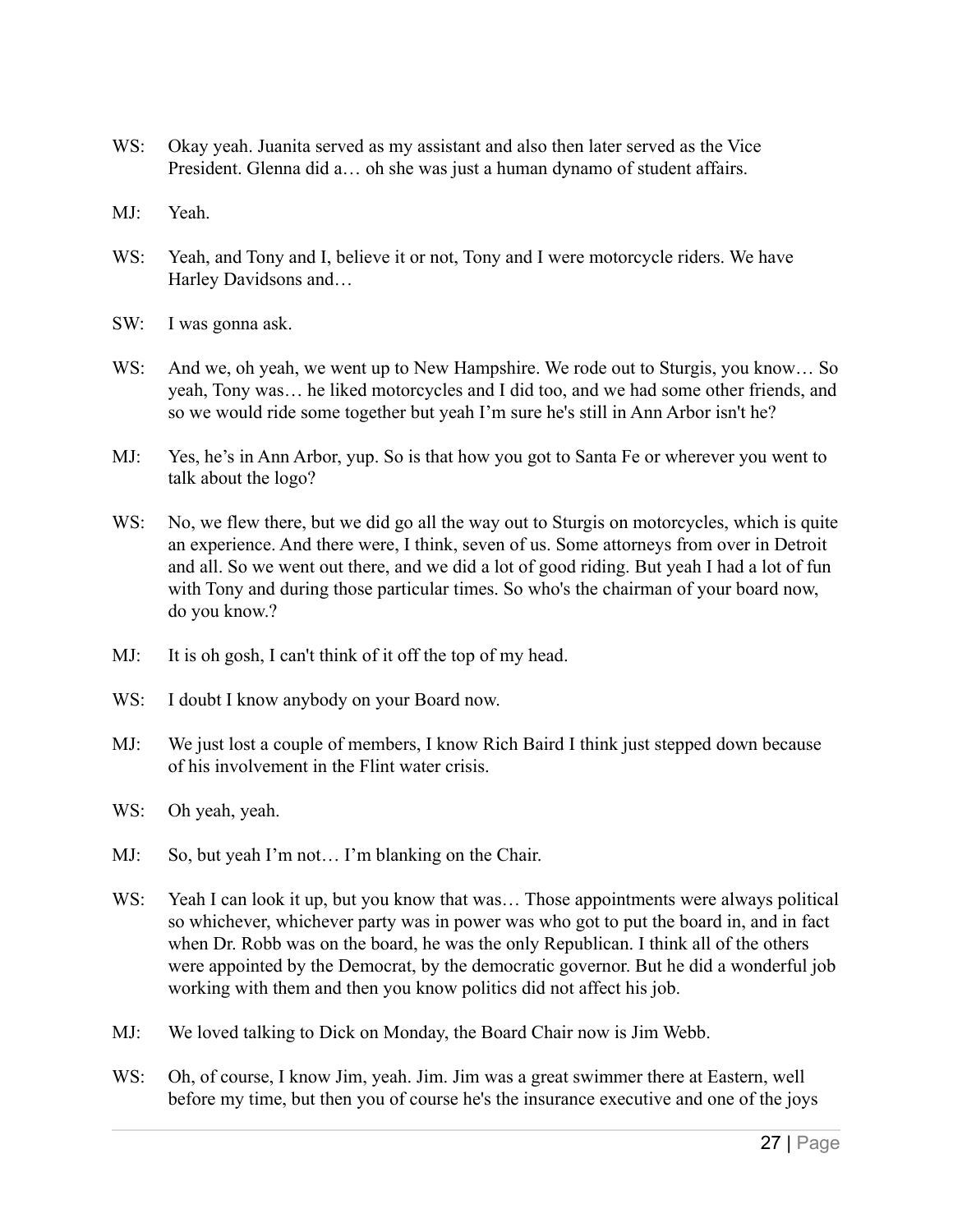WS: Okay yeah. Juanita served as my assistant and also then later served as the Vice President. Glenna did a… oh she was just a human dynamo of student affairs.

MJ: Yeah.

WS: Yeah, and Tony and I, believe it or not, Tony and I were motorcycle riders. We have Harley Davidsons and…

SW: I was gonna ask.

WS: And we, oh yeah, we went up to New Hampshire. We rode out to Sturgis, you know… So yeah, Tony was… he liked motorcycles and I did too, and we had some other friends, and so we would ride some together but yeah I'm sure he's still in Ann Arbor isn't he?

MJ: Yes, he's in Ann Arbor, yup. So is that how you got to Santa Fe or wherever you went to talk about the logo?

WS: No, we flew there, but we did go all the way out to Sturgis on motorcycles, which is quite an experience. And there were, I think, seven of us. Some attorneys from over in Detroit and all. So we went out there, and we did a lot of good riding. But yeah I had a lot of fun with Tony and during those particular times. So who's the chairman of your board now, do you know.?

MJ: It is oh gosh, I can't think of it off the top of my head.

WS: I doubt I know anybody on your Board now.

MJ: We just lost a couple of members, I know Rich Baird I think just stepped down because of his involvement in the Flint water crisis.

WS: Oh yeah, yeah.

MJ: So, but yeah I'm not… I'm blanking on the Chair.

WS: Yeah I can look it up, but you know that was… Those appointments were always political so whichever, whichever party was in power was who got to put the board in, and in fact when Dr. Robb was on the board, he was the only Republican. I think all of the others were appointed by the Democrat, by the democratic governor. But he did a wonderful job working with them and then you know politics did not affect his job.

MJ: We loved talking to Dick on Monday, the Board Chair now is Jim Webb.

WS: Oh, of course, I know Jim, yeah. Jim. Jim was a great swimmer there at Eastern, well before my time, but then you of course he's the insurance executive and one of the joys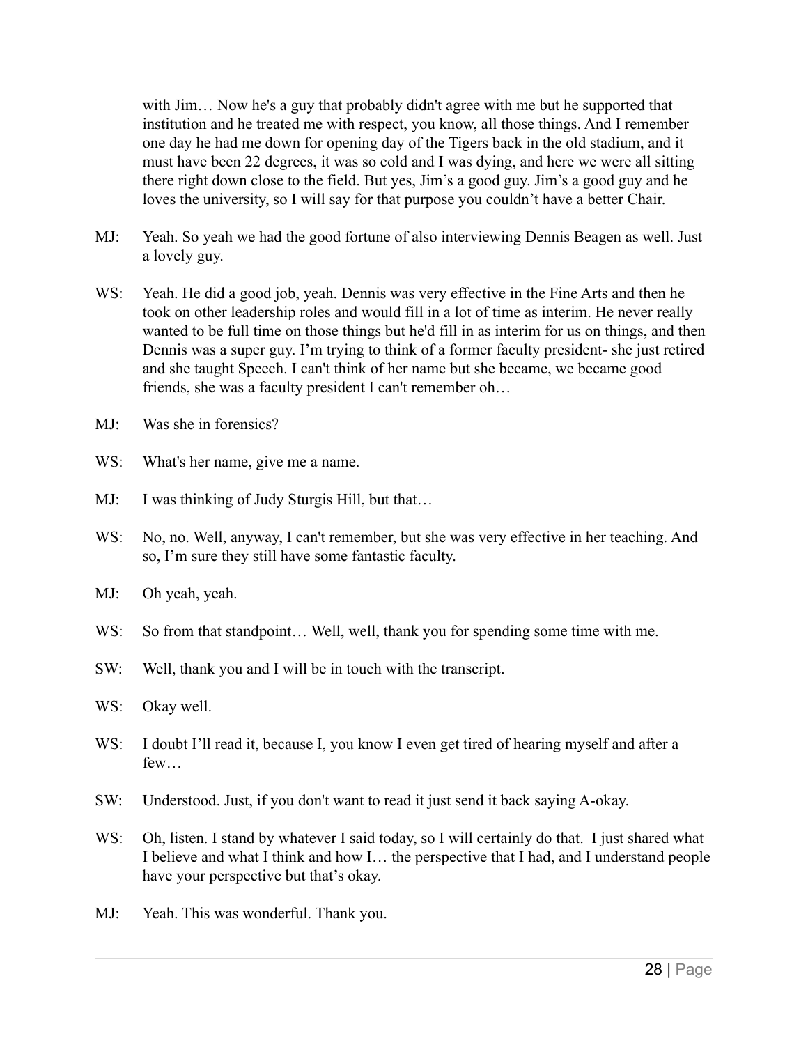with Jim… Now he's a guy that probably didn't agree with me but he supported that institution and he treated me with respect, you know, all those things. And I remember one day he had me down for opening day of the Tigers back in the old stadium, and it must have been 22 degrees, it was so cold and I was dying, and here we were all sitting there right down close to the field. But yes, Jim's a good guy. Jim's a good guy and he loves the university, so I will say for that purpose you couldn't have a better Chair.

MJ: Yeah. So yeah we had the good fortune of also interviewing Dennis Beagen as well. Just a lovely guy.

WS: Yeah. He did a good job, yeah. Dennis was very effective in the Fine Arts and then he took on other leadership roles and would fill in a lot of time as interim. He never really wanted to be full time on those things but he'd fill in as interim for us on things, and then Dennis was a super guy. I'm trying to think of a former faculty president- she just retired and she taught Speech. I can't think of her name but she became, we became good friends, she was a faculty president I can't remember oh…

MJ: Was she in forensics?

WS: What's her name, give me a name.

MJ: I was thinking of Judy Sturgis Hill, but that…

WS: No, no. Well, anyway, I can't remember, but she was very effective in her teaching. And so, I'm sure they still have some fantastic faculty.

MJ: Oh yeah, yeah.

WS: So from that standpoint… Well, well, thank you for spending some time with me.

SW: Well, thank you and I will be in touch with the transcript.

WS: Okay well.

WS: I doubt I'll read it, because I, you know I even get tired of hearing myself and after a few…

SW: Understood. Just, if you don't want to read it just send it back saying A-okay.

WS: Oh, listen. I stand by whatever I said today, so I will certainly do that. I just shared what I believe and what I think and how I… the perspective that I had, and I understand people have your perspective but that's okay.

MJ: Yeah. This was wonderful. Thank you.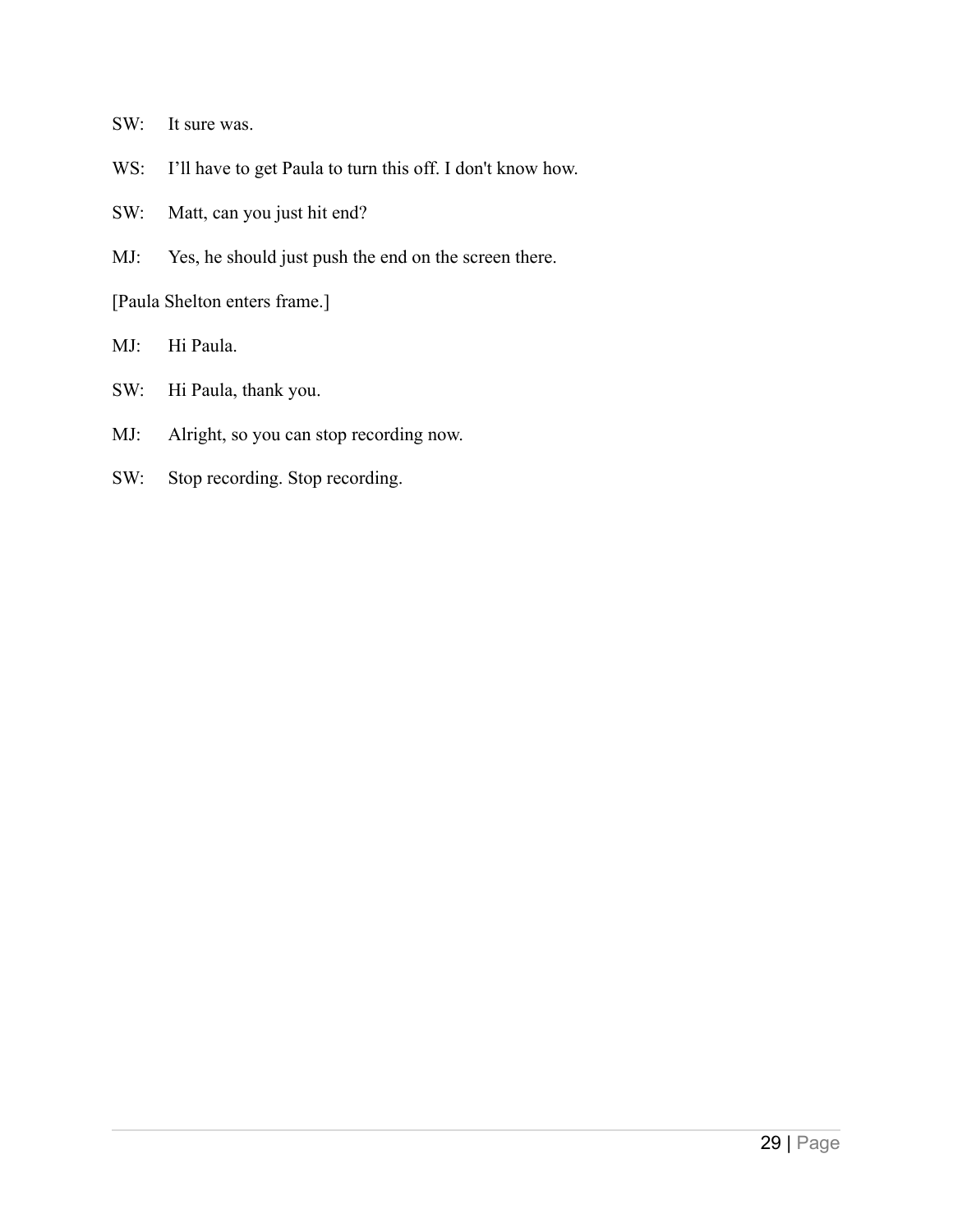SW: It sure was.

WS: I’ll have to get Paula to turn this off. I don't know how.

SW: Matt, can you just hit end?

MJ: Yes, he should just push the end on the screen there.

[Paula Shelton enters frame.]

MJ: Hi Paula.

SW: Hi Paula, thank you.

MJ: Alright, so you can stop recording now.

SW: Stop recording. Stop recording.